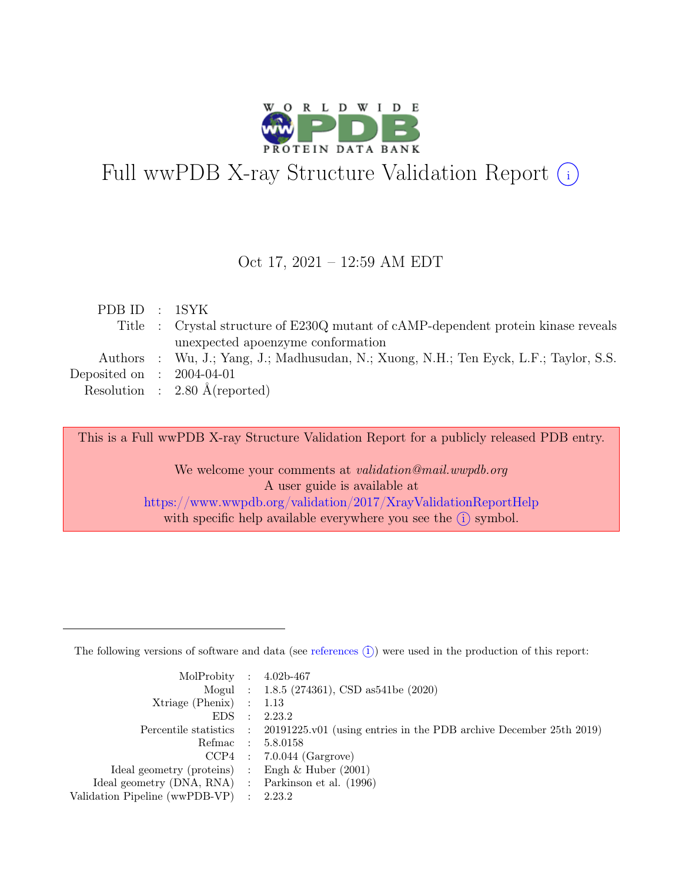# Full wwPDB X-ray Structure Validation Report (i)

Oct 17, 2021 – 12:59 AM EDT

| | | |
|---|---|---|
| PDB ID | : | 1SYK |
| Title | : | Crystal structure of E230Q mutant of cAMP-dependent protein kinase reveals unexpected apoenzyme conformation |
| Authors | : | Wu, J.; Yang, J.; Madhusudan, N.; Xuong, N.H.; Ten Eyck, L.F.; Taylor, S.S. |
| Deposited on | : | 2004-04-01 |
| Resolution | : | 2.80 Å(reported) |

This is a Full wwPDB X-ray Structure Validation Report for a publicly released PDB entry.

We welcome your comments at *validation@mail.wwpdb.org*
A user guide is available at
https://www.wwpdb.org/validation/2017/XrayValidationReportHelp
with specific help available everywhere you see the (i) symbol.

---

The following versions of software and data (see references (i)) were used in the production of this report:

| | | |
|---|---|---|
| MolProbity | : | 4.02b-467 |
| Mogul | : | 1.8.5 (274361), CSD as541be (2020) |
| Xtriage (Phenix) | : | 1.13 |
| EDS | : | 2.23.2 |
| Percentile statistics | : | 20191225.v01 (using entries in the PDB archive December 25th 2019) |
| Refmac | : | 5.8.0158 |
| CCP4 | : | 7.0.044 (Gargrove) |
| Ideal geometry (proteins) | : | Engh & Huber (2001) |
| Ideal geometry (DNA, RNA) | : | Parkinson et al. (1996) |
| Validation Pipeline (wwPDB-VP) | : | 2.23.2 |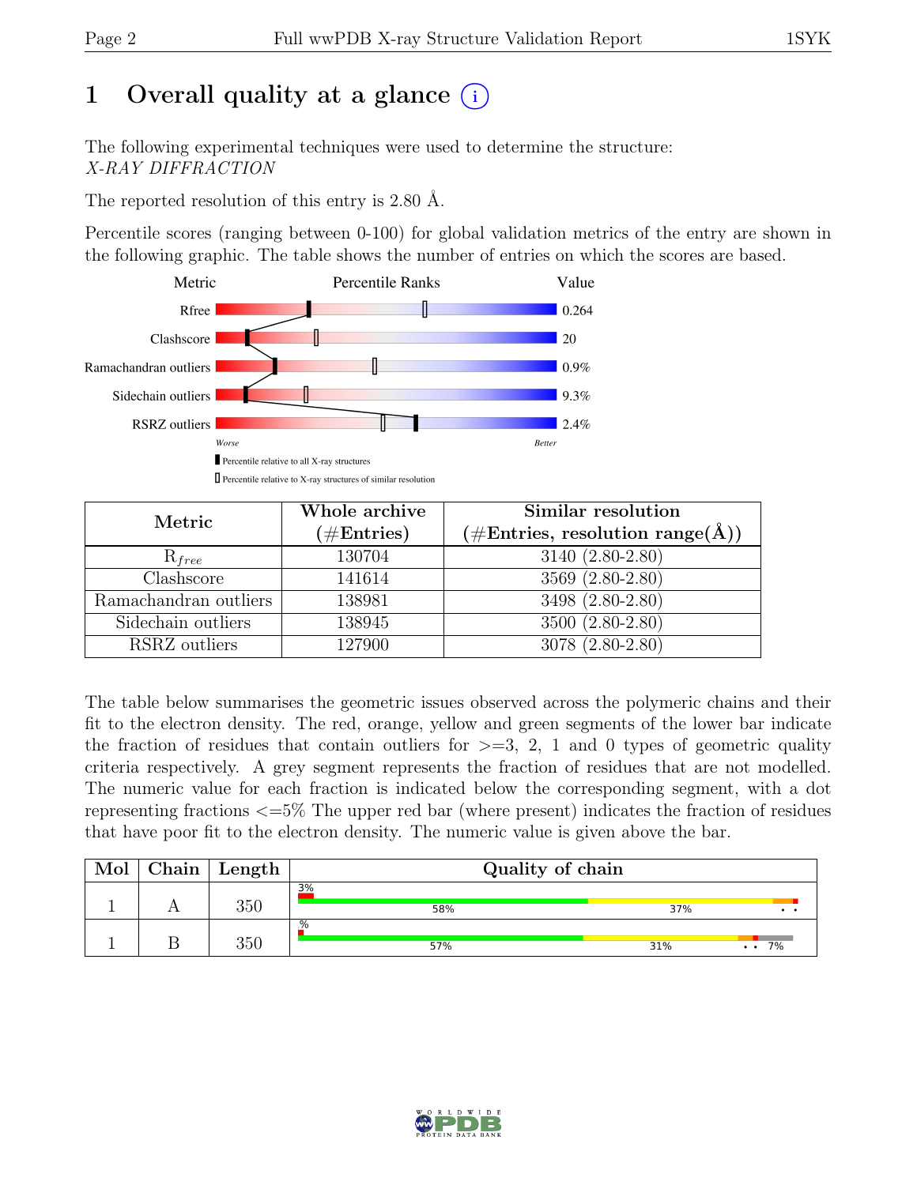# 1 Overall quality at a glance

The following experimental techniques were used to determine the structure:
*X-RAY DIFFRACTION*

The reported resolution of this entry is 2.80 Å.

Percentile scores (ranging between 0-100) for global validation metrics of the entry are shown in the following graphic. The table shows the number of entries on which the scores are based.

| Metric | Value |
|---|---|
| Rfree | 0.264 |
| Clashscore | 20 |
| Ramachandran outliers | 0.9% |
| Sidechain outliers | 9.3% |
| RSRZ outliers | 2.4% |

Worse — Better

▮ Percentile relative to all X-ray structures
▯ Percentile relative to X-ray structures of similar resolution

| Metric | Whole archive (#Entries) | Similar resolution (#Entries, resolution range(Å)) |
|---|---|---|
| $R_{free}$ | 130704 | 3140 (2.80-2.80) |
| Clashscore | 141614 | 3569 (2.80-2.80) |
| Ramachandran outliers | 138981 | 3498 (2.80-2.80) |
| Sidechain outliers | 138945 | 3500 (2.80-2.80) |
| RSRZ outliers | 127900 | 3078 (2.80-2.80) |

The table below summarises the geometric issues observed across the polymeric chains and their fit to the electron density. The red, orange, yellow and green segments of the lower bar indicate the fraction of residues that contain outliers for >=3, 2, 1 and 0 types of geometric quality criteria respectively. A grey segment represents the fraction of residues that are not modelled. The numeric value for each fraction is indicated below the corresponding segment, with a dot representing fractions <=5% The upper red bar (where present) indicates the fraction of residues that have poor fit to the electron density. The numeric value is given above the bar.

| Mol | Chain | Length | Quality of chain |
|---|---|---|---|
| 1 | A | 350 | 3% / 58% / 37% / • • |
| 1 | B | 350 | % / 57% / 31% / • • / 7% |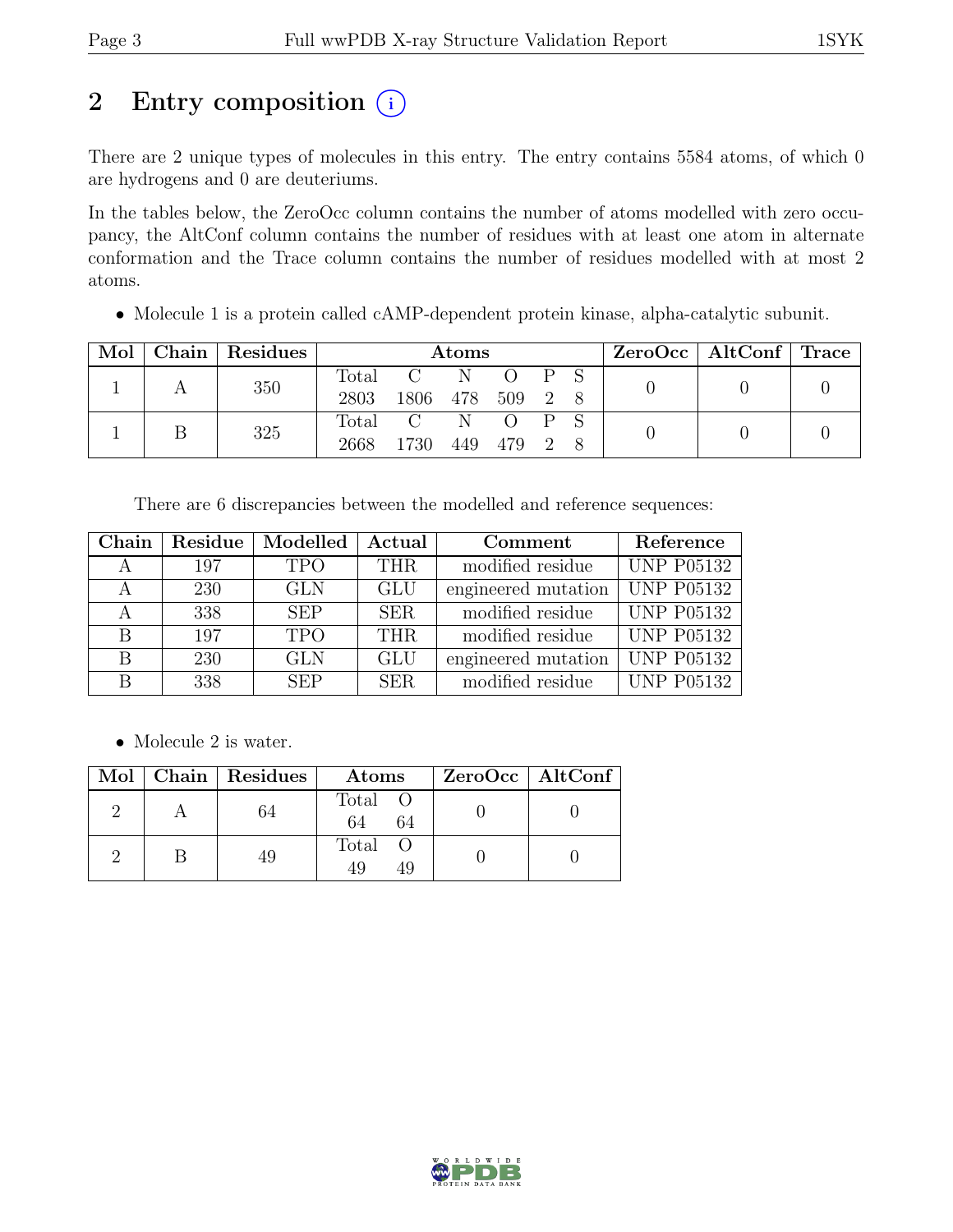# 2 Entry composition (i)

There are 2 unique types of molecules in this entry. The entry contains 5584 atoms, of which 0 are hydrogens and 0 are deuteriums.

In the tables below, the ZeroOcc column contains the number of atoms modelled with zero occupancy, the AltConf column contains the number of residues with at least one atom in alternate conformation and the Trace column contains the number of residues modelled with at most 2 atoms.

- Molecule 1 is a protein called cAMP-dependent protein kinase, alpha-catalytic subunit.

| Mol | Chain | Residues | Atoms | | | | | | ZeroOcc | AltConf | Trace |
|---|---|---|---|---|---|---|---|---|---|---|---|
| 1 | A | 350 | Total<br>2803 | C<br>1806 | N<br>478 | O<br>509 | P<br>2 | S<br>8 | 0 | 0 | 0 |
| 1 | B | 325 | Total<br>2668 | C<br>1730 | N<br>449 | O<br>479 | P<br>2 | S<br>8 | 0 | 0 | 0 |

There are 6 discrepancies between the modelled and reference sequences:

| Chain | Residue | Modelled | Actual | Comment | Reference |
|---|---|---|---|---|---|
| A | 197 | TPO | THR | modified residue | UNP P05132 |
| A | 230 | GLN | GLU | engineered mutation | UNP P05132 |
| A | 338 | SEP | SER | modified residue | UNP P05132 |
| B | 197 | TPO | THR | modified residue | UNP P05132 |
| B | 230 | GLN | GLU | engineered mutation | UNP P05132 |
| B | 338 | SEP | SER | modified residue | UNP P05132 |

- Molecule 2 is water.

| Mol | Chain | Residues | Atoms | | ZeroOcc | AltConf |
|---|---|---|---|---|---|---|
| 2 | A | 64 | Total<br>64 | O<br>64 | 0 | 0 |
| 2 | B | 49 | Total<br>49 | O<br>49 | 0 | 0 |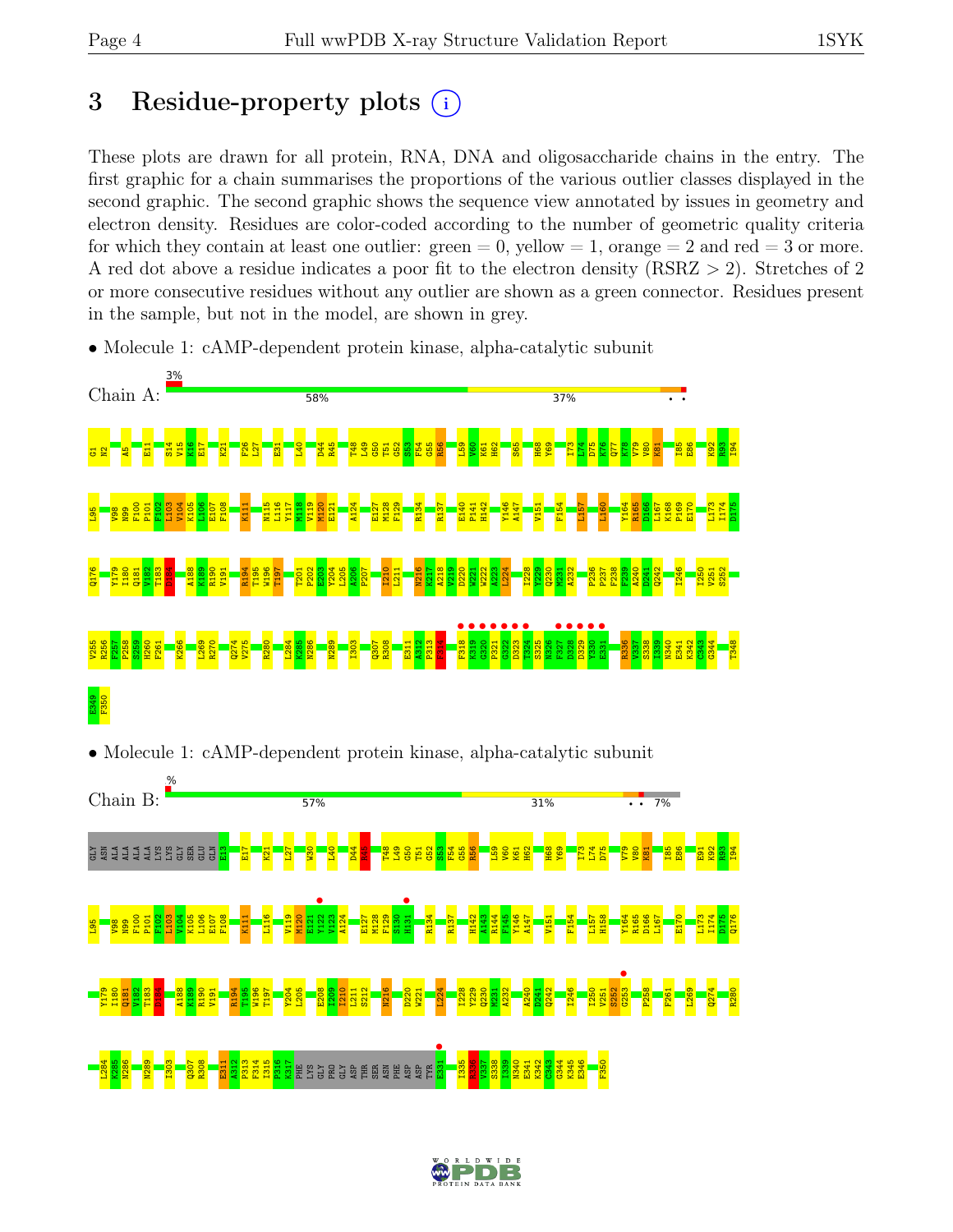# 3 Residue-property plots

These plots are drawn for all protein, RNA, DNA and oligosaccharide chains in the entry. The first graphic for a chain summarises the proportions of the various outlier classes displayed in the second graphic. The second graphic shows the sequence view annotated by issues in geometry and electron density. Residues are color-coded according to the number of geometric quality criteria for which they contain at least one outlier: green = 0, yellow = 1, orange = 2 and red = 3 or more. A red dot above a residue indicates a poor fit to the electron density (RSRZ > 2). Stretches of 2 or more consecutive residues without any outlier are shown as a green connector. Residues present in the sample, but not in the model, are shown in grey.

- Molecule 1: cAMP-dependent protein kinase, alpha-catalytic subunit

Chain A: 3% | 58% | 37%

- Molecule 1: cAMP-dependent protein kinase, alpha-catalytic subunit

Chain B: % | 57% | 31% | 7%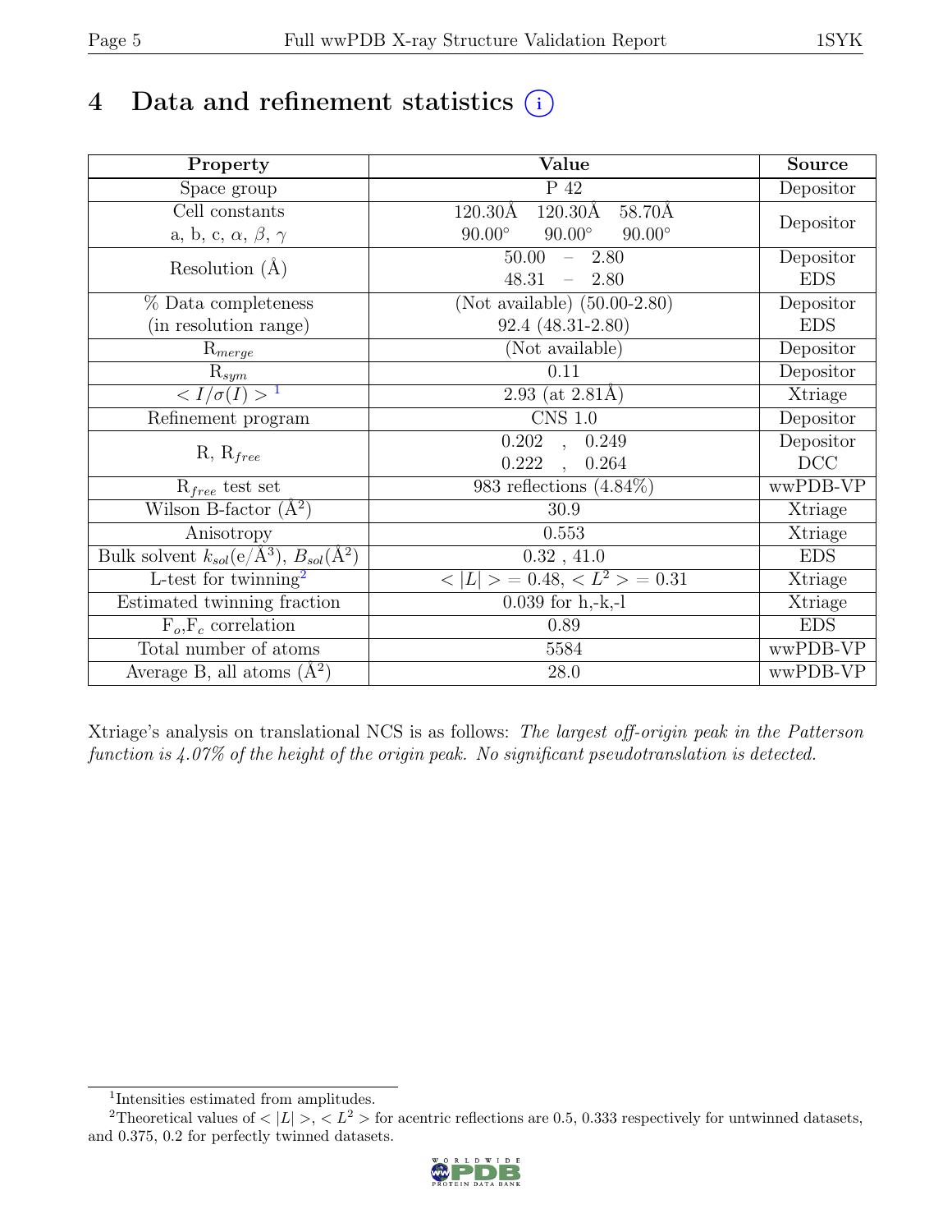# 4 Data and refinement statistics (i)

| Property | Value | Source |
|---|---|---|
| Space group | P 42 | Depositor |
| Cell constants<br>a, b, c, $\alpha$, $\beta$, $\gamma$ | 120.30Å 120.30Å 58.70Å<br>90.00° 90.00° 90.00° | Depositor |
| Resolution (Å) | 50.00 – 2.80<br>48.31 – 2.80 | Depositor<br>EDS |
| % Data completeness<br>(in resolution range) | (Not available) (50.00-2.80)<br>92.4 (48.31-2.80) | Depositor<br>EDS |
| $R_{merge}$ | (Not available) | Depositor |
| $R_{sym}$ | 0.11 | Depositor |
| $< I/\sigma(I) >$ [1] | 2.93 (at 2.81Å) | Xtriage |
| Refinement program | CNS 1.0 | Depositor |
| R, $R_{free}$ | 0.202 , 0.249<br>0.222 , 0.264 | Depositor<br>DCC |
| $R_{free}$ test set | 983 reflections (4.84%) | wwPDB-VP |
| Wilson B-factor ($Å^2$) | 30.9 | Xtriage |
| Anisotropy | 0.553 | Xtriage |
| Bulk solvent $k_{sol}$(e/$Å^3$), $B_{sol}$($Å^2$) | 0.32 , 41.0 | EDS |
| L-test for twinning[2] | $< \|L\| > = 0.48$, $< L^2 > = 0.31$ | Xtriage |
| Estimated twinning fraction | 0.039 for h,-k,-l | Xtriage |
| $F_o$,$F_c$ correlation | 0.89 | EDS |
| Total number of atoms | 5584 | wwPDB-VP |
| Average B, all atoms ($Å^2$) | 28.0 | wwPDB-VP |

Xtriage's analysis on translational NCS is as follows: *The largest off-origin peak in the Patterson function is 4.07% of the height of the origin peak. No significant pseudotranslation is detected.*

[1] Intensities estimated from amplitudes.

[2] Theoretical values of $< |L| >$, $< L^2 >$ for acentric reflections are 0.5, 0.333 respectively for untwinned datasets, and 0.375, 0.2 for perfectly twinned datasets.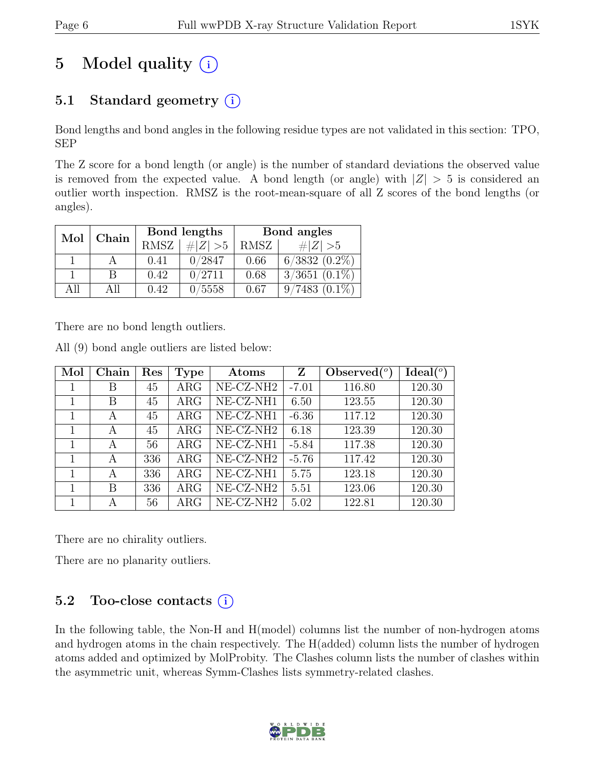# 5 Model quality (i)

## 5.1 Standard geometry (i)

Bond lengths and bond angles in the following residue types are not validated in this section: TPO, SEP

The Z score for a bond length (or angle) is the number of standard deviations the observed value is removed from the expected value. A bond length (or angle) with $|Z| > 5$ is considered an outlier worth inspection. RMSZ is the root-mean-square of all Z scores of the bond lengths (or angles).

| Mol | Chain | Bond lengths | | Bond angles | |
|---|---|---|---|---|---|
| | | RMSZ | $\#\|Z\| > 5$ | RMSZ | $\#\|Z\| > 5$ |
| 1 | A | 0.41 | 0/2847 | 0.66 | 6/3832 (0.2%) |
| 1 | B | 0.42 | 0/2711 | 0.68 | 3/3651 (0.1%) |
| All | All | 0.42 | 0/5558 | 0.67 | 9/7483 (0.1%) |

There are no bond length outliers.

All (9) bond angle outliers are listed below:

| Mol | Chain | Res | Type | Atoms | Z | Observed($^o$) | Ideal($^o$) |
|---|---|---|---|---|---|---|---|
| 1 | B | 45 | ARG | NE-CZ-NH2 | -7.01 | 116.80 | 120.30 |
| 1 | B | 45 | ARG | NE-CZ-NH1 | 6.50 | 123.55 | 120.30 |
| 1 | A | 45 | ARG | NE-CZ-NH1 | -6.36 | 117.12 | 120.30 |
| 1 | A | 45 | ARG | NE-CZ-NH2 | 6.18 | 123.39 | 120.30 |
| 1 | A | 56 | ARG | NE-CZ-NH1 | -5.84 | 117.38 | 120.30 |
| 1 | A | 336 | ARG | NE-CZ-NH2 | -5.76 | 117.42 | 120.30 |
| 1 | A | 336 | ARG | NE-CZ-NH1 | 5.75 | 123.18 | 120.30 |
| 1 | B | 336 | ARG | NE-CZ-NH2 | 5.51 | 123.06 | 120.30 |
| 1 | A | 56 | ARG | NE-CZ-NH2 | 5.02 | 122.81 | 120.30 |

There are no chirality outliers.

There are no planarity outliers.

## 5.2 Too-close contacts (i)

In the following table, the Non-H and H(model) columns list the number of non-hydrogen atoms and hydrogen atoms in the chain respectively. The H(added) column lists the number of hydrogen atoms added and optimized by MolProbity. The Clashes column lists the number of clashes within the asymmetric unit, whereas Symm-Clashes lists symmetry-related clashes.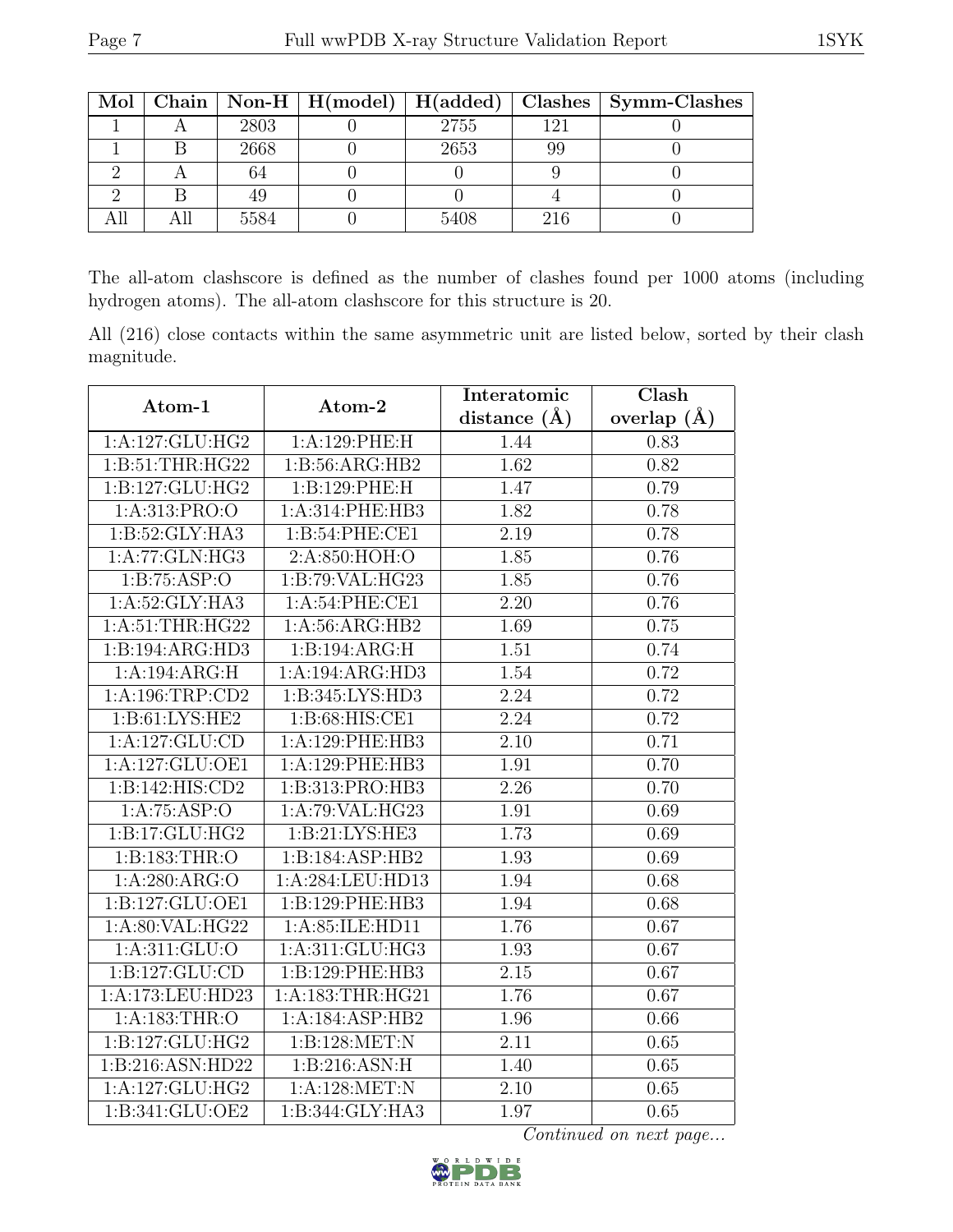| Mol | Chain | Non-H | H(model) | H(added) | Clashes | Symm-Clashes |
|---|---|---|---|---|---|---|
| 1 | A | 2803 | 0 | 2755 | 121 | 0 |
| 1 | B | 2668 | 0 | 2653 | 99 | 0 |
| 2 | A | 64 | 0 | 0 | 9 | 0 |
| 2 | B | 49 | 0 | 0 | 4 | 0 |
| All | All | 5584 | 0 | 5408 | 216 | 0 |

The all-atom clashscore is defined as the number of clashes found per 1000 atoms (including hydrogen atoms). The all-atom clashscore for this structure is 20.

All (216) close contacts within the same asymmetric unit are listed below, sorted by their clash magnitude.

| Atom-1 | Atom-2 | Interatomic distance (Å) | Clash overlap (Å) |
|---|---|---|---|
| 1:A:127:GLU:HG2 | 1:A:129:PHE:H | 1.44 | 0.83 |
| 1:B:51:THR:HG22 | 1:B:56:ARG:HB2 | 1.62 | 0.82 |
| 1:B:127:GLU:HG2 | 1:B:129:PHE:H | 1.47 | 0.79 |
| 1:A:313:PRO:O | 1:A:314:PHE:HB3 | 1.82 | 0.78 |
| 1:B:52:GLY:HA3 | 1:B:54:PHE:CE1 | 2.19 | 0.78 |
| 1:A:77:GLN:HG3 | 2:A:850:HOH:O | 1.85 | 0.76 |
| 1:B:75:ASP:O | 1:B:79:VAL:HG23 | 1.85 | 0.76 |
| 1:A:52:GLY:HA3 | 1:A:54:PHE:CE1 | 2.20 | 0.76 |
| 1:A:51:THR:HG22 | 1:A:56:ARG:HB2 | 1.69 | 0.75 |
| 1:B:194:ARG:HD3 | 1:B:194:ARG:H | 1.51 | 0.74 |
| 1:A:194:ARG:H | 1:A:194:ARG:HD3 | 1.54 | 0.72 |
| 1:A:196:TRP:CD2 | 1:B:345:LYS:HD3 | 2.24 | 0.72 |
| 1:B:61:LYS:HE2 | 1:B:68:HIS:CE1 | 2.24 | 0.72 |
| 1:A:127:GLU:CD | 1:A:129:PHE:HB3 | 2.10 | 0.71 |
| 1:A:127:GLU:OE1 | 1:A:129:PHE:HB3 | 1.91 | 0.70 |
| 1:B:142:HIS:CD2 | 1:B:313:PRO:HB3 | 2.26 | 0.70 |
| 1:A:75:ASP:O | 1:A:79:VAL:HG23 | 1.91 | 0.69 |
| 1:B:17:GLU:HG2 | 1:B:21:LYS:HE3 | 1.73 | 0.69 |
| 1:B:183:THR:O | 1:B:184:ASP:HB2 | 1.93 | 0.69 |
| 1:A:280:ARG:O | 1:A:284:LEU:HD13 | 1.94 | 0.68 |
| 1:B:127:GLU:OE1 | 1:B:129:PHE:HB3 | 1.94 | 0.68 |
| 1:A:80:VAL:HG22 | 1:A:85:ILE:HD11 | 1.76 | 0.67 |
| 1:A:311:GLU:O | 1:A:311:GLU:HG3 | 1.93 | 0.67 |
| 1:B:127:GLU:CD | 1:B:129:PHE:HB3 | 2.15 | 0.67 |
| 1:A:173:LEU:HD23 | 1:A:183:THR:HG21 | 1.76 | 0.67 |
| 1:A:183:THR:O | 1:A:184:ASP:HB2 | 1.96 | 0.66 |
| 1:B:127:GLU:HG2 | 1:B:128:MET:N | 2.11 | 0.65 |
| 1:B:216:ASN:HD22 | 1:B:216:ASN:H | 1.40 | 0.65 |
| 1:A:127:GLU:HG2 | 1:A:128:MET:N | 2.10 | 0.65 |
| 1:B:341:GLU:OE2 | 1:B:344:GLY:HA3 | 1.97 | 0.65 |

*Continued on next page...*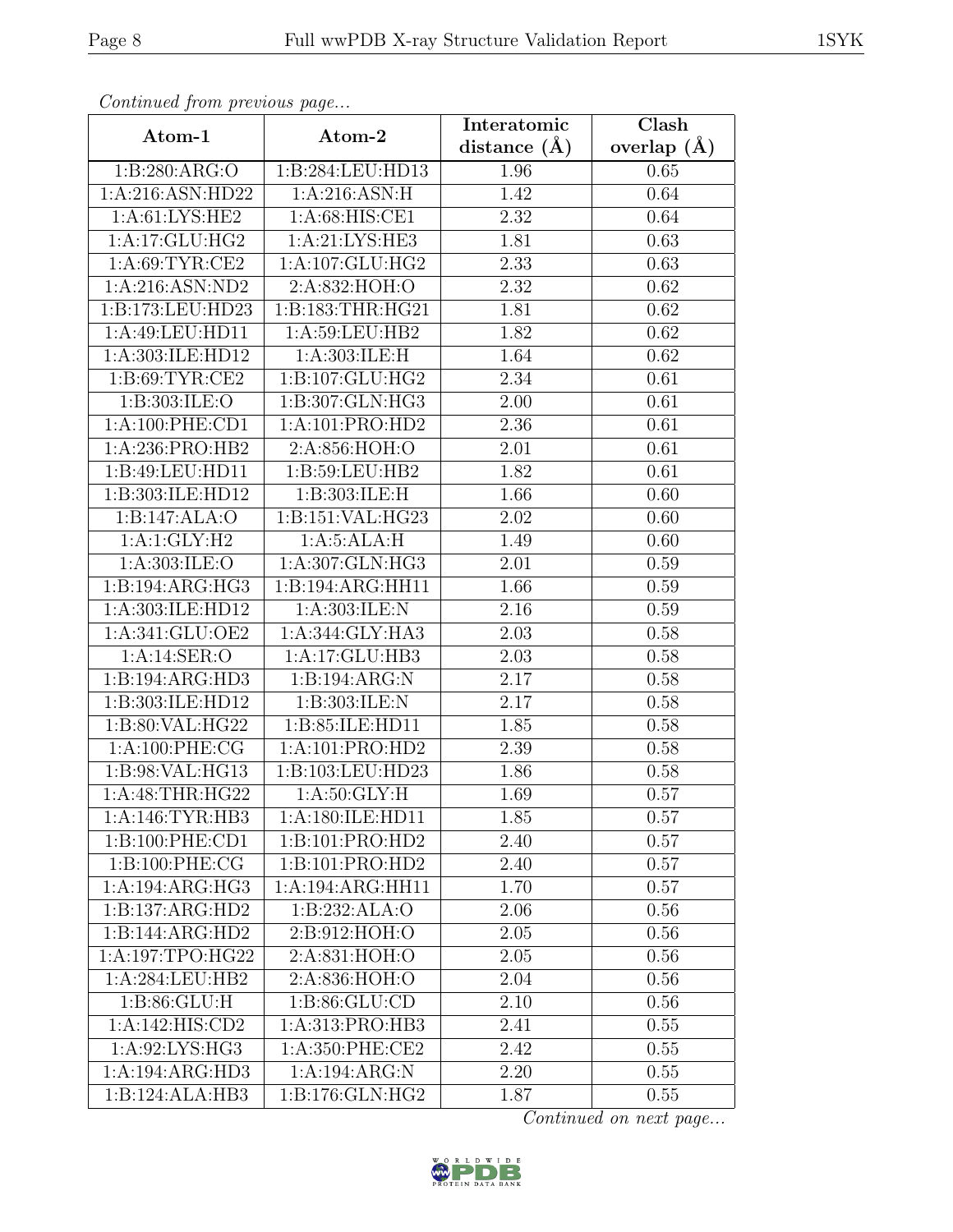*Continued from previous page...*

| Atom-1 | Atom-2 | Interatomic distance (Å) | Clash overlap (Å) |
|---|---|---|---|
| 1:B:280:ARG:O | 1:B:284:LEU:HD13 | 1.96 | 0.65 |
| 1:A:216:ASN:HD22 | 1:A:216:ASN:H | 1.42 | 0.64 |
| 1:A:61:LYS:HE2 | 1:A:68:HIS:CE1 | 2.32 | 0.64 |
| 1:A:17:GLU:HG2 | 1:A:21:LYS:HE3 | 1.81 | 0.63 |
| 1:A:69:TYR:CE2 | 1:A:107:GLU:HG2 | 2.33 | 0.63 |
| 1:A:216:ASN:ND2 | 2:A:832:HOH:O | 2.32 | 0.62 |
| 1:B:173:LEU:HD23 | 1:B:183:THR:HG21 | 1.81 | 0.62 |
| 1:A:49:LEU:HD11 | 1:A:59:LEU:HB2 | 1.82 | 0.62 |
| 1:A:303:ILE:HD12 | 1:A:303:ILE:H | 1.64 | 0.62 |
| 1:B:69:TYR:CE2 | 1:B:107:GLU:HG2 | 2.34 | 0.61 |
| 1:B:303:ILE:O | 1:B:307:GLN:HG3 | 2.00 | 0.61 |
| 1:A:100:PHE:CD1 | 1:A:101:PRO:HD2 | 2.36 | 0.61 |
| 1:A:236:PRO:HB2 | 2:A:856:HOH:O | 2.01 | 0.61 |
| 1:B:49:LEU:HD11 | 1:B:59:LEU:HB2 | 1.82 | 0.61 |
| 1:B:303:ILE:HD12 | 1:B:303:ILE:H | 1.66 | 0.60 |
| 1:B:147:ALA:O | 1:B:151:VAL:HG23 | 2.02 | 0.60 |
| 1:A:1:GLY:H2 | 1:A:5:ALA:H | 1.49 | 0.60 |
| 1:A:303:ILE:O | 1:A:307:GLN:HG3 | 2.01 | 0.59 |
| 1:B:194:ARG:HG3 | 1:B:194:ARG:HH11 | 1.66 | 0.59 |
| 1:A:303:ILE:HD12 | 1:A:303:ILE:N | 2.16 | 0.59 |
| 1:A:341:GLU:OE2 | 1:A:344:GLY:HA3 | 2.03 | 0.58 |
| 1:A:14:SER:O | 1:A:17:GLU:HB3 | 2.03 | 0.58 |
| 1:B:194:ARG:HD3 | 1:B:194:ARG:N | 2.17 | 0.58 |
| 1:B:303:ILE:HD12 | 1:B:303:ILE:N | 2.17 | 0.58 |
| 1:B:80:VAL:HG22 | 1:B:85:ILE:HD11 | 1.85 | 0.58 |
| 1:A:100:PHE:CG | 1:A:101:PRO:HD2 | 2.39 | 0.58 |
| 1:B:98:VAL:HG13 | 1:B:103:LEU:HD23 | 1.86 | 0.58 |
| 1:A:48:THR:HG22 | 1:A:50:GLY:H | 1.69 | 0.57 |
| 1:A:146:TYR:HB3 | 1:A:180:ILE:HD11 | 1.85 | 0.57 |
| 1:B:100:PHE:CD1 | 1:B:101:PRO:HD2 | 2.40 | 0.57 |
| 1:B:100:PHE:CG | 1:B:101:PRO:HD2 | 2.40 | 0.57 |
| 1:A:194:ARG:HG3 | 1:A:194:ARG:HH11 | 1.70 | 0.57 |
| 1:B:137:ARG:HD2 | 1:B:232:ALA:O | 2.06 | 0.56 |
| 1:B:144:ARG:HD2 | 2:B:912:HOH:O | 2.05 | 0.56 |
| 1:A:197:TPO:HG22 | 2:A:831:HOH:O | 2.05 | 0.56 |
| 1:A:284:LEU:HB2 | 2:A:836:HOH:O | 2.04 | 0.56 |
| 1:B:86:GLU:H | 1:B:86:GLU:CD | 2.10 | 0.56 |
| 1:A:142:HIS:CD2 | 1:A:313:PRO:HB3 | 2.41 | 0.55 |
| 1:A:92:LYS:HG3 | 1:A:350:PHE:CE2 | 2.42 | 0.55 |
| 1:A:194:ARG:HD3 | 1:A:194:ARG:N | 2.20 | 0.55 |
| 1:B:124:ALA:HB3 | 1:B:176:GLN:HG2 | 1.87 | 0.55 |

*Continued on next page...*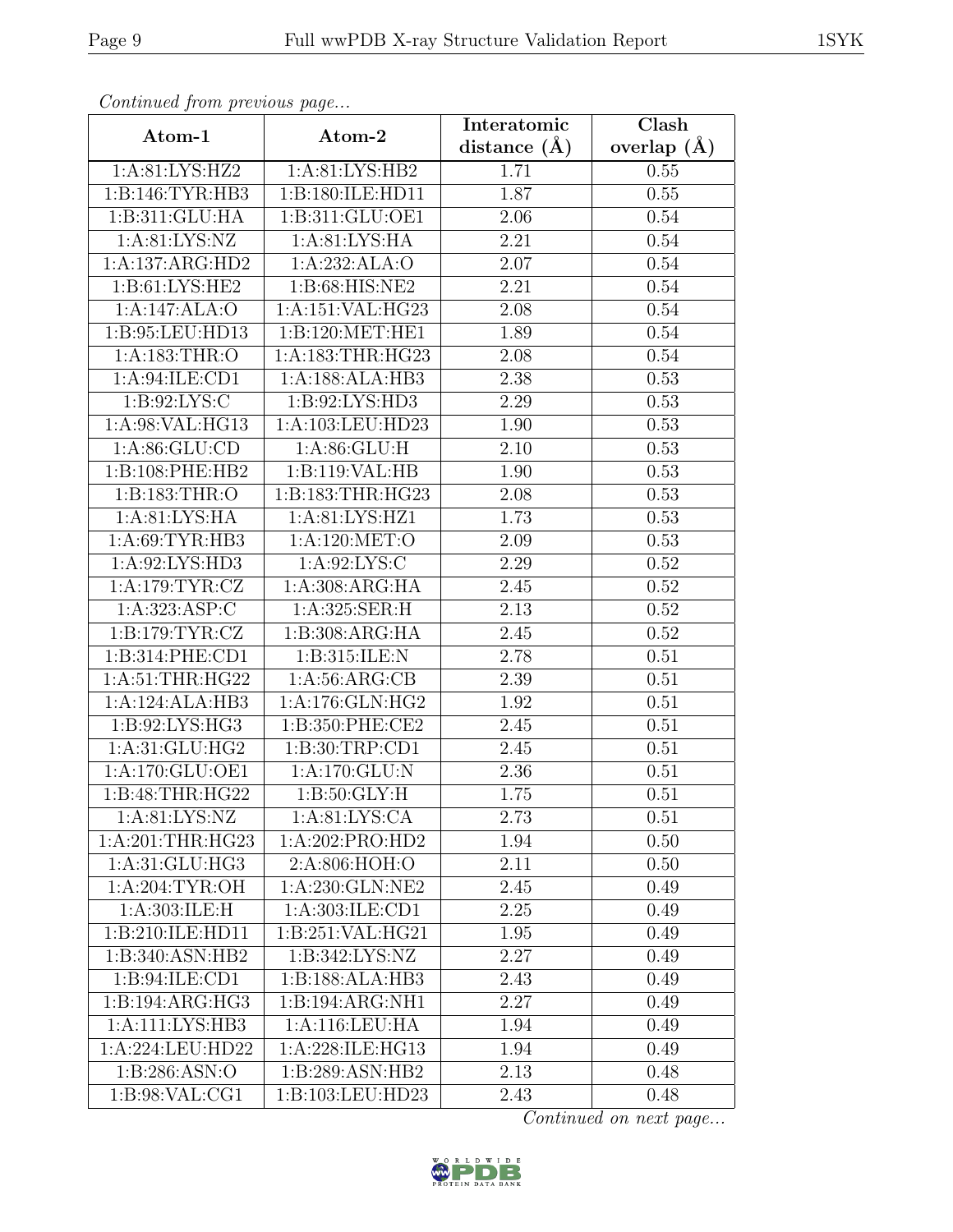*Continued from previous page...*

| Atom-1 | Atom-2 | Interatomic distance (Å) | Clash overlap (Å) |
|---|---|---|---|
| 1:A:81:LYS:HZ2 | 1:A:81:LYS:HB2 | 1.71 | 0.55 |
| 1:B:146:TYR:HB3 | 1:B:180:ILE:HD11 | 1.87 | 0.55 |
| 1:B:311:GLU:HA | 1:B:311:GLU:OE1 | 2.06 | 0.54 |
| 1:A:81:LYS:NZ | 1:A:81:LYS:HA | 2.21 | 0.54 |
| 1:A:137:ARG:HD2 | 1:A:232:ALA:O | 2.07 | 0.54 |
| 1:B:61:LYS:HE2 | 1:B:68:HIS:NE2 | 2.21 | 0.54 |
| 1:A:147:ALA:O | 1:A:151:VAL:HG23 | 2.08 | 0.54 |
| 1:B:95:LEU:HD13 | 1:B:120:MET:HE1 | 1.89 | 0.54 |
| 1:A:183:THR:O | 1:A:183:THR:HG23 | 2.08 | 0.54 |
| 1:A:94:ILE:CD1 | 1:A:188:ALA:HB3 | 2.38 | 0.53 |
| 1:B:92:LYS:C | 1:B:92:LYS:HD3 | 2.29 | 0.53 |
| 1:A:98:VAL:HG13 | 1:A:103:LEU:HD23 | 1.90 | 0.53 |
| 1:A:86:GLU:CD | 1:A:86:GLU:H | 2.10 | 0.53 |
| 1:B:108:PHE:HB2 | 1:B:119:VAL:HB | 1.90 | 0.53 |
| 1:B:183:THR:O | 1:B:183:THR:HG23 | 2.08 | 0.53 |
| 1:A:81:LYS:HA | 1:A:81:LYS:HZ1 | 1.73 | 0.53 |
| 1:A:69:TYR:HB3 | 1:A:120:MET:O | 2.09 | 0.53 |
| 1:A:92:LYS:HD3 | 1:A:92:LYS:C | 2.29 | 0.52 |
| 1:A:179:TYR:CZ | 1:A:308:ARG:HA | 2.45 | 0.52 |
| 1:A:323:ASP:C | 1:A:325:SER:H | 2.13 | 0.52 |
| 1:B:179:TYR:CZ | 1:B:308:ARG:HA | 2.45 | 0.52 |
| 1:B:314:PHE:CD1 | 1:B:315:ILE:N | 2.78 | 0.51 |
| 1:A:51:THR:HG22 | 1:A:56:ARG:CB | 2.39 | 0.51 |
| 1:A:124:ALA:HB3 | 1:A:176:GLN:HG2 | 1.92 | 0.51 |
| 1:B:92:LYS:HG3 | 1:B:350:PHE:CE2 | 2.45 | 0.51 |
| 1:A:31:GLU:HG2 | 1:B:30:TRP:CD1 | 2.45 | 0.51 |
| 1:A:170:GLU:OE1 | 1:A:170:GLU:N | 2.36 | 0.51 |
| 1:B:48:THR:HG22 | 1:B:50:GLY:H | 1.75 | 0.51 |
| 1:A:81:LYS:NZ | 1:A:81:LYS:CA | 2.73 | 0.51 |
| 1:A:201:THR:HG23 | 1:A:202:PRO:HD2 | 1.94 | 0.50 |
| 1:A:31:GLU:HG3 | 2:A:806:HOH:O | 2.11 | 0.50 |
| 1:A:204:TYR:OH | 1:A:230:GLN:NE2 | 2.45 | 0.49 |
| 1:A:303:ILE:H | 1:A:303:ILE:CD1 | 2.25 | 0.49 |
| 1:B:210:ILE:HD11 | 1:B:251:VAL:HG21 | 1.95 | 0.49 |
| 1:B:340:ASN:HB2 | 1:B:342:LYS:NZ | 2.27 | 0.49 |
| 1:B:94:ILE:CD1 | 1:B:188:ALA:HB3 | 2.43 | 0.49 |
| 1:B:194:ARG:HG3 | 1:B:194:ARG:NH1 | 2.27 | 0.49 |
| 1:A:111:LYS:HB3 | 1:A:116:LEU:HA | 1.94 | 0.49 |
| 1:A:224:LEU:HD22 | 1:A:228:ILE:HG13 | 1.94 | 0.49 |
| 1:B:286:ASN:O | 1:B:289:ASN:HB2 | 2.13 | 0.48 |
| 1:B:98:VAL:CG1 | 1:B:103:LEU:HD23 | 2.43 | 0.48 |

*Continued on next page...*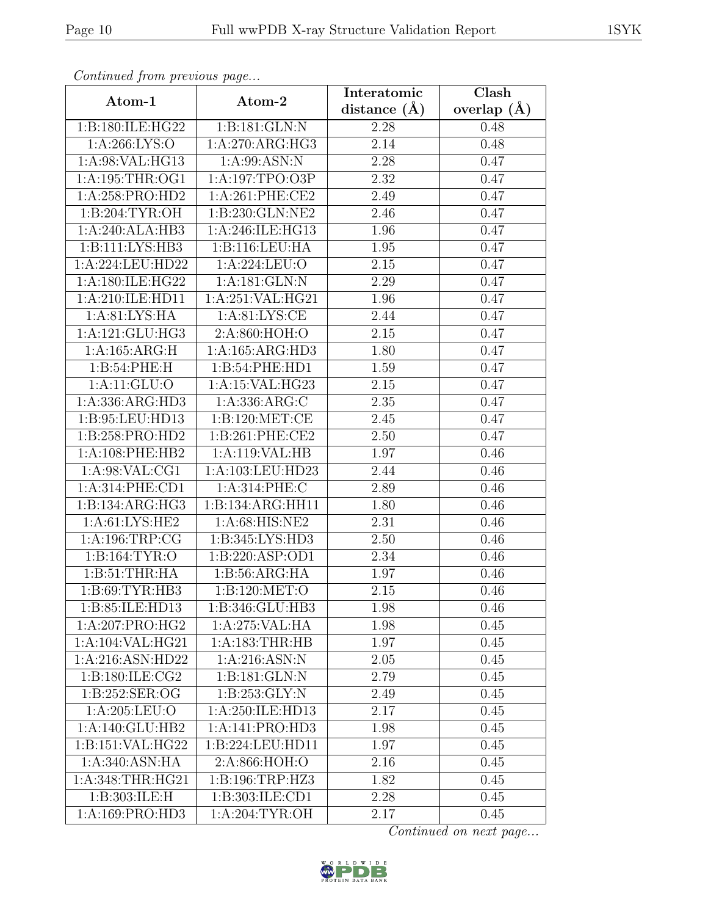*Continued from previous page...*

| Atom-1 | Atom-2 | Interatomic distance (Å) | Clash overlap (Å) |
|---|---|---|---|
| 1:B:180:ILE:HG22 | 1:B:181:GLN:N | 2.28 | 0.48 |
| 1:A:266:LYS:O | 1:A:270:ARG:HG3 | 2.14 | 0.48 |
| 1:A:98:VAL:HG13 | 1:A:99:ASN:N | 2.28 | 0.47 |
| 1:A:195:THR:OG1 | 1:A:197:TPO:O3P | 2.32 | 0.47 |
| 1:A:258:PRO:HD2 | 1:A:261:PHE:CE2 | 2.49 | 0.47 |
| 1:B:204:TYR:OH | 1:B:230:GLN:NE2 | 2.46 | 0.47 |
| 1:A:240:ALA:HB3 | 1:A:246:ILE:HG13 | 1.96 | 0.47 |
| 1:B:111:LYS:HB3 | 1:B:116:LEU:HA | 1.95 | 0.47 |
| 1:A:224:LEU:HD22 | 1:A:224:LEU:O | 2.15 | 0.47 |
| 1:A:180:ILE:HG22 | 1:A:181:GLN:N | 2.29 | 0.47 |
| 1:A:210:ILE:HD11 | 1:A:251:VAL:HG21 | 1.96 | 0.47 |
| 1:A:81:LYS:HA | 1:A:81:LYS:CE | 2.44 | 0.47 |
| 1:A:121:GLU:HG3 | 2:A:860:HOH:O | 2.15 | 0.47 |
| 1:A:165:ARG:H | 1:A:165:ARG:HD3 | 1.80 | 0.47 |
| 1:B:54:PHE:H | 1:B:54:PHE:HD1 | 1.59 | 0.47 |
| 1:A:11:GLU:O | 1:A:15:VAL:HG23 | 2.15 | 0.47 |
| 1:A:336:ARG:HD3 | 1:A:336:ARG:C | 2.35 | 0.47 |
| 1:B:95:LEU:HD13 | 1:B:120:MET:CE | 2.45 | 0.47 |
| 1:B:258:PRO:HD2 | 1:B:261:PHE:CE2 | 2.50 | 0.47 |
| 1:A:108:PHE:HB2 | 1:A:119:VAL:HB | 1.97 | 0.46 |
| 1:A:98:VAL:CG1 | 1:A:103:LEU:HD23 | 2.44 | 0.46 |
| 1:A:314:PHE:CD1 | 1:A:314:PHE:C | 2.89 | 0.46 |
| 1:B:134:ARG:HG3 | 1:B:134:ARG:HH11 | 1.80 | 0.46 |
| 1:A:61:LYS:HE2 | 1:A:68:HIS:NE2 | 2.31 | 0.46 |
| 1:A:196:TRP:CG | 1:B:345:LYS:HD3 | 2.50 | 0.46 |
| 1:B:164:TYR:O | 1:B:220:ASP:OD1 | 2.34 | 0.46 |
| 1:B:51:THR:HA | 1:B:56:ARG:HA | 1.97 | 0.46 |
| 1:B:69:TYR:HB3 | 1:B:120:MET:O | 2.15 | 0.46 |
| 1:B:85:ILE:HD13 | 1:B:346:GLU:HB3 | 1.98 | 0.46 |
| 1:A:207:PRO:HG2 | 1:A:275:VAL:HA | 1.98 | 0.45 |
| 1:A:104:VAL:HG21 | 1:A:183:THR:HB | 1.97 | 0.45 |
| 1:A:216:ASN:HD22 | 1:A:216:ASN:N | 2.05 | 0.45 |
| 1:B:180:ILE:CG2 | 1:B:181:GLN:N | 2.79 | 0.45 |
| 1:B:252:SER:OG | 1:B:253:GLY:N | 2.49 | 0.45 |
| 1:A:205:LEU:O | 1:A:250:ILE:HD13 | 2.17 | 0.45 |
| 1:A:140:GLU:HB2 | 1:A:141:PRO:HD3 | 1.98 | 0.45 |
| 1:B:151:VAL:HG22 | 1:B:224:LEU:HD11 | 1.97 | 0.45 |
| 1:A:340:ASN:HA | 2:A:866:HOH:O | 2.16 | 0.45 |
| 1:A:348:THR:HG21 | 1:B:196:TRP:HZ3 | 1.82 | 0.45 |
| 1:B:303:ILE:H | 1:B:303:ILE:CD1 | 2.28 | 0.45 |
| 1:A:169:PRO:HD3 | 1:A:204:TYR:OH | 2.17 | 0.45 |

*Continued on next page...*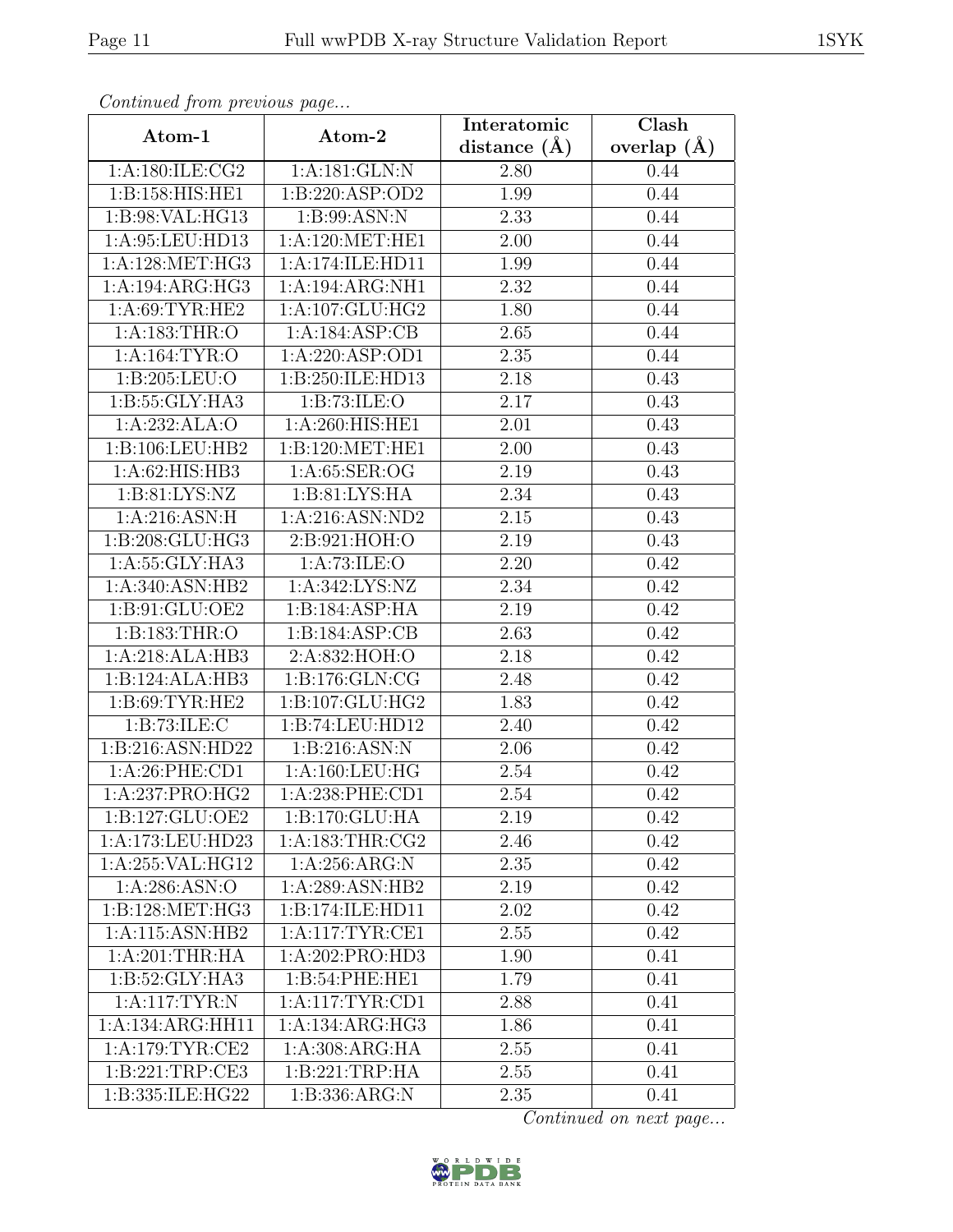*Continued from previous page...*

| Atom-1 | Atom-2 | Interatomic distance (Å) | Clash overlap (Å) |
|---|---|---|---|
| 1:A:180:ILE:CG2 | 1:A:181:GLN:N | 2.80 | 0.44 |
| 1:B:158:HIS:HE1 | 1:B:220:ASP:OD2 | 1.99 | 0.44 |
| 1:B:98:VAL:HG13 | 1:B:99:ASN:N | 2.33 | 0.44 |
| 1:A:95:LEU:HD13 | 1:A:120:MET:HE1 | 2.00 | 0.44 |
| 1:A:128:MET:HG3 | 1:A:174:ILE:HD11 | 1.99 | 0.44 |
| 1:A:194:ARG:HG3 | 1:A:194:ARG:NH1 | 2.32 | 0.44 |
| 1:A:69:TYR:HE2 | 1:A:107:GLU:HG2 | 1.80 | 0.44 |
| 1:A:183:THR:O | 1:A:184:ASP:CB | 2.65 | 0.44 |
| 1:A:164:TYR:O | 1:A:220:ASP:OD1 | 2.35 | 0.44 |
| 1:B:205:LEU:O | 1:B:250:ILE:HD13 | 2.18 | 0.43 |
| 1:B:55:GLY:HA3 | 1:B:73:ILE:O | 2.17 | 0.43 |
| 1:A:232:ALA:O | 1:A:260:HIS:HE1 | 2.01 | 0.43 |
| 1:B:106:LEU:HB2 | 1:B:120:MET:HE1 | 2.00 | 0.43 |
| 1:A:62:HIS:HB3 | 1:A:65:SER:OG | 2.19 | 0.43 |
| 1:B:81:LYS:NZ | 1:B:81:LYS:HA | 2.34 | 0.43 |
| 1:A:216:ASN:H | 1:A:216:ASN:ND2 | 2.15 | 0.43 |
| 1:B:208:GLU:HG3 | 2:B:921:HOH:O | 2.19 | 0.43 |
| 1:A:55:GLY:HA3 | 1:A:73:ILE:O | 2.20 | 0.42 |
| 1:A:340:ASN:HB2 | 1:A:342:LYS:NZ | 2.34 | 0.42 |
| 1:B:91:GLU:OE2 | 1:B:184:ASP:HA | 2.19 | 0.42 |
| 1:B:183:THR:O | 1:B:184:ASP:CB | 2.63 | 0.42 |
| 1:A:218:ALA:HB3 | 2:A:832:HOH:O | 2.18 | 0.42 |
| 1:B:124:ALA:HB3 | 1:B:176:GLN:CG | 2.48 | 0.42 |
| 1:B:69:TYR:HE2 | 1:B:107:GLU:HG2 | 1.83 | 0.42 |
| 1:B:73:ILE:C | 1:B:74:LEU:HD12 | 2.40 | 0.42 |
| 1:B:216:ASN:HD22 | 1:B:216:ASN:N | 2.06 | 0.42 |
| 1:A:26:PHE:CD1 | 1:A:160:LEU:HG | 2.54 | 0.42 |
| 1:A:237:PRO:HG2 | 1:A:238:PHE:CD1 | 2.54 | 0.42 |
| 1:B:127:GLU:OE2 | 1:B:170:GLU:HA | 2.19 | 0.42 |
| 1:A:173:LEU:HD23 | 1:A:183:THR:CG2 | 2.46 | 0.42 |
| 1:A:255:VAL:HG12 | 1:A:256:ARG:N | 2.35 | 0.42 |
| 1:A:286:ASN:O | 1:A:289:ASN:HB2 | 2.19 | 0.42 |
| 1:B:128:MET:HG3 | 1:B:174:ILE:HD11 | 2.02 | 0.42 |
| 1:A:115:ASN:HB2 | 1:A:117:TYR:CE1 | 2.55 | 0.42 |
| 1:A:201:THR:HA | 1:A:202:PRO:HD3 | 1.90 | 0.41 |
| 1:B:52:GLY:HA3 | 1:B:54:PHE:HE1 | 1.79 | 0.41 |
| 1:A:117:TYR:N | 1:A:117:TYR:CD1 | 2.88 | 0.41 |
| 1:A:134:ARG:HH11 | 1:A:134:ARG:HG3 | 1.86 | 0.41 |
| 1:A:179:TYR:CE2 | 1:A:308:ARG:HA | 2.55 | 0.41 |
| 1:B:221:TRP:CE3 | 1:B:221:TRP:HA | 2.55 | 0.41 |
| 1:B:335:ILE:HG22 | 1:B:336:ARG:N | 2.35 | 0.41 |

*Continued on next page...*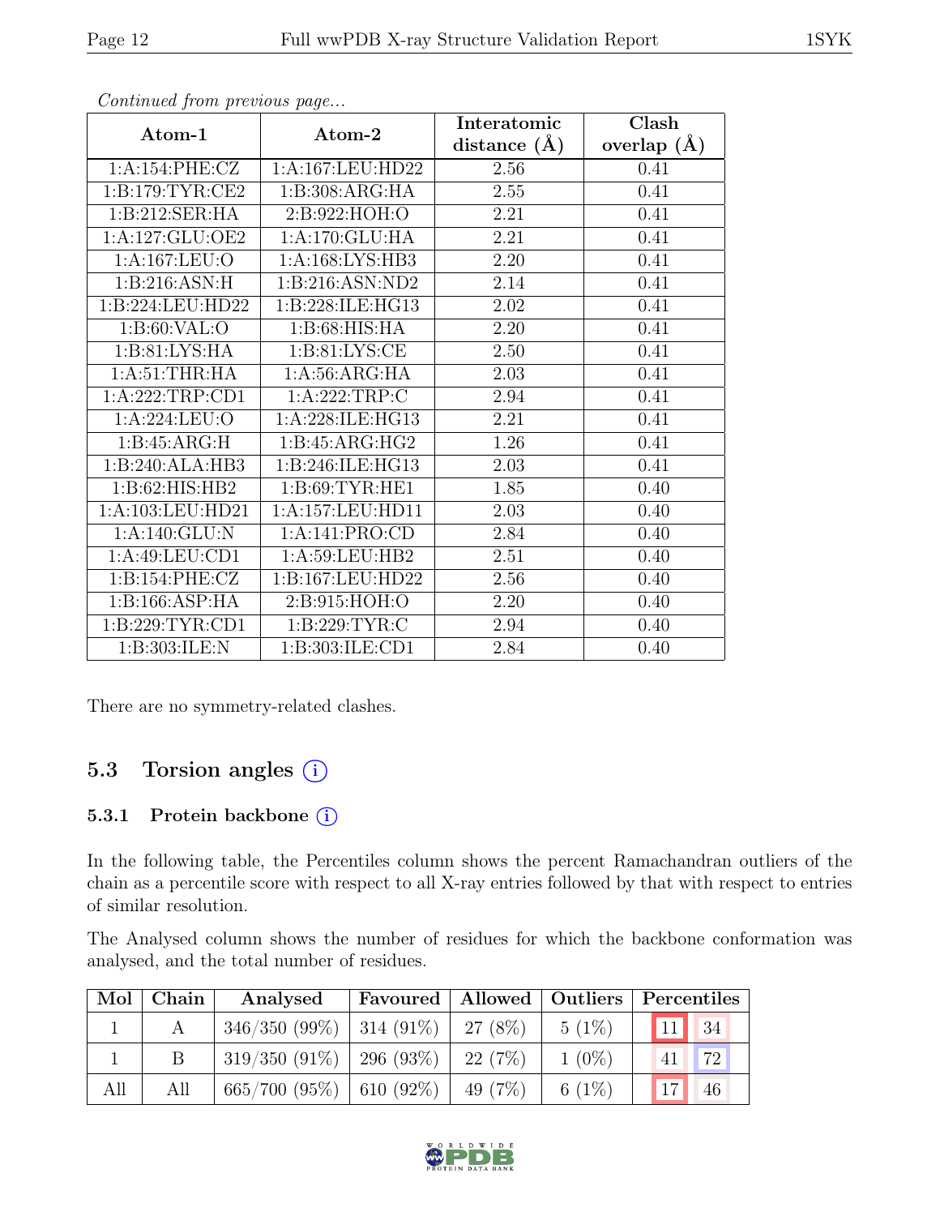*Continued from previous page...*

| Atom-1 | Atom-2 | Interatomic distance (Å) | Clash overlap (Å) |
|---|---|---|---|
| 1:A:154:PHE:CZ | 1:A:167:LEU:HD22 | 2.56 | 0.41 |
| 1:B:179:TYR:CE2 | 1:B:308:ARG:HA | 2.55 | 0.41 |
| 1:B:212:SER:HA | 2:B:922:HOH:O | 2.21 | 0.41 |
| 1:A:127:GLU:OE2 | 1:A:170:GLU:HA | 2.21 | 0.41 |
| 1:A:167:LEU:O | 1:A:168:LYS:HB3 | 2.20 | 0.41 |
| 1:B:216:ASN:H | 1:B:216:ASN:ND2 | 2.14 | 0.41 |
| 1:B:224:LEU:HD22 | 1:B:228:ILE:HG13 | 2.02 | 0.41 |
| 1:B:60:VAL:O | 1:B:68:HIS:HA | 2.20 | 0.41 |
| 1:B:81:LYS:HA | 1:B:81:LYS:CE | 2.50 | 0.41 |
| 1:A:51:THR:HA | 1:A:56:ARG:HA | 2.03 | 0.41 |
| 1:A:222:TRP:CD1 | 1:A:222:TRP:C | 2.94 | 0.41 |
| 1:A:224:LEU:O | 1:A:228:ILE:HG13 | 2.21 | 0.41 |
| 1:B:45:ARG:H | 1:B:45:ARG:HG2 | 1.26 | 0.41 |
| 1:B:240:ALA:HB3 | 1:B:246:ILE:HG13 | 2.03 | 0.41 |
| 1:B:62:HIS:HB2 | 1:B:69:TYR:HE1 | 1.85 | 0.40 |
| 1:A:103:LEU:HD21 | 1:A:157:LEU:HD11 | 2.03 | 0.40 |
| 1:A:140:GLU:N | 1:A:141:PRO:CD | 2.84 | 0.40 |
| 1:A:49:LEU:CD1 | 1:A:59:LEU:HB2 | 2.51 | 0.40 |
| 1:B:154:PHE:CZ | 1:B:167:LEU:HD22 | 2.56 | 0.40 |
| 1:B:166:ASP:HA | 2:B:915:HOH:O | 2.20 | 0.40 |
| 1:B:229:TYR:CD1 | 1:B:229:TYR:C | 2.94 | 0.40 |
| 1:B:303:ILE:N | 1:B:303:ILE:CD1 | 2.84 | 0.40 |

There are no symmetry-related clashes.

## 5.3 Torsion angles

### 5.3.1 Protein backbone

In the following table, the Percentiles column shows the percent Ramachandran outliers of the chain as a percentile score with respect to all X-ray entries followed by that with respect to entries of similar resolution.

The Analysed column shows the number of residues for which the backbone conformation was analysed, and the total number of residues.

| Mol | Chain | Analysed | Favoured | Allowed | Outliers | Percentiles | |
|---|---|---|---|---|---|---|---|
| 1 | A | 346/350 (99%) | 314 (91%) | 27 (8%) | 5 (1%) | 11 | 34 |
| 1 | B | 319/350 (91%) | 296 (93%) | 22 (7%) | 1 (0%) | 41 | 72 |
| All | All | 665/700 (95%) | 610 (92%) | 49 (7%) | 6 (1%) | 17 | 46 |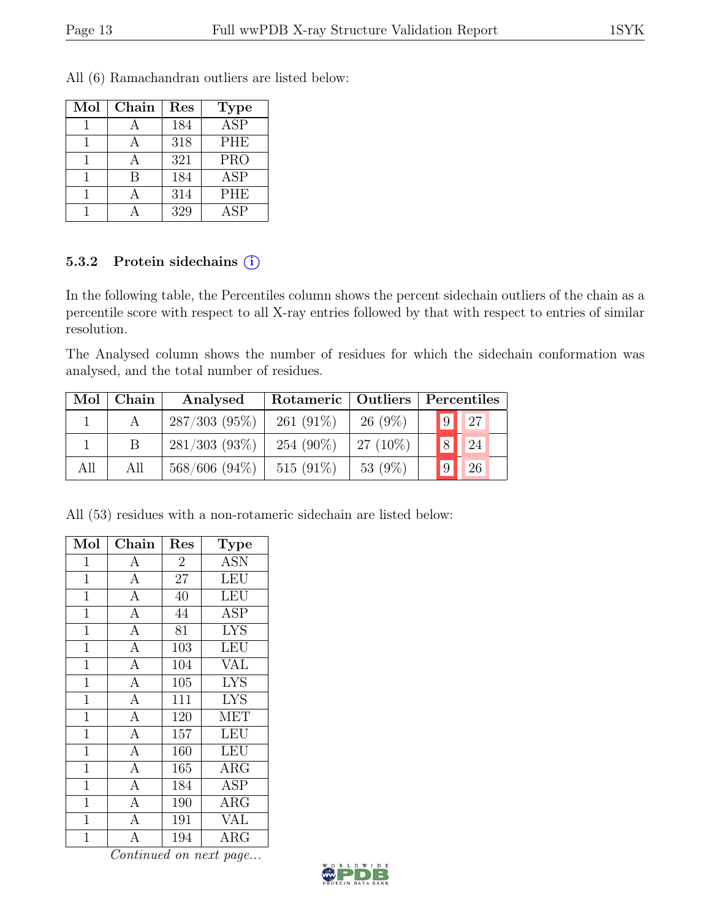All (6) Ramachandran outliers are listed below:

| Mol | Chain | Res | Type |
|---|---|---|---|
| 1 | A | 184 | ASP |
| 1 | A | 318 | PHE |
| 1 | A | 321 | PRO |
| 1 | B | 184 | ASP |
| 1 | A | 314 | PHE |
| 1 | A | 329 | ASP |

### 5.3.2 Protein sidechains (i)

In the following table, the Percentiles column shows the percent sidechain outliers of the chain as a percentile score with respect to all X-ray entries followed by that with respect to entries of similar resolution.

The Analysed column shows the number of residues for which the sidechain conformation was analysed, and the total number of residues.

| Mol | Chain | Analysed | Rotameric | Outliers | Percentiles | |
|---|---|---|---|---|---|---|
| 1 | A | 287/303 (95%) | 261 (91%) | 26 (9%) | 9 | 27 |
| 1 | B | 281/303 (93%) | 254 (90%) | 27 (10%) | 8 | 24 |
| All | All | 568/606 (94%) | 515 (91%) | 53 (9%) | 9 | 26 |

All (53) residues with a non-rotameric sidechain are listed below:

| Mol | Chain | Res | Type |
|---|---|---|---|
| 1 | A | 2 | ASN |
| 1 | A | 27 | LEU |
| 1 | A | 40 | LEU |
| 1 | A | 44 | ASP |
| 1 | A | 81 | LYS |
| 1 | A | 103 | LEU |
| 1 | A | 104 | VAL |
| 1 | A | 105 | LYS |
| 1 | A | 111 | LYS |
| 1 | A | 120 | MET |
| 1 | A | 157 | LEU |
| 1 | A | 160 | LEU |
| 1 | A | 165 | ARG |
| 1 | A | 184 | ASP |
| 1 | A | 190 | ARG |
| 1 | A | 191 | VAL |
| 1 | A | 194 | ARG |

*Continued on next page...*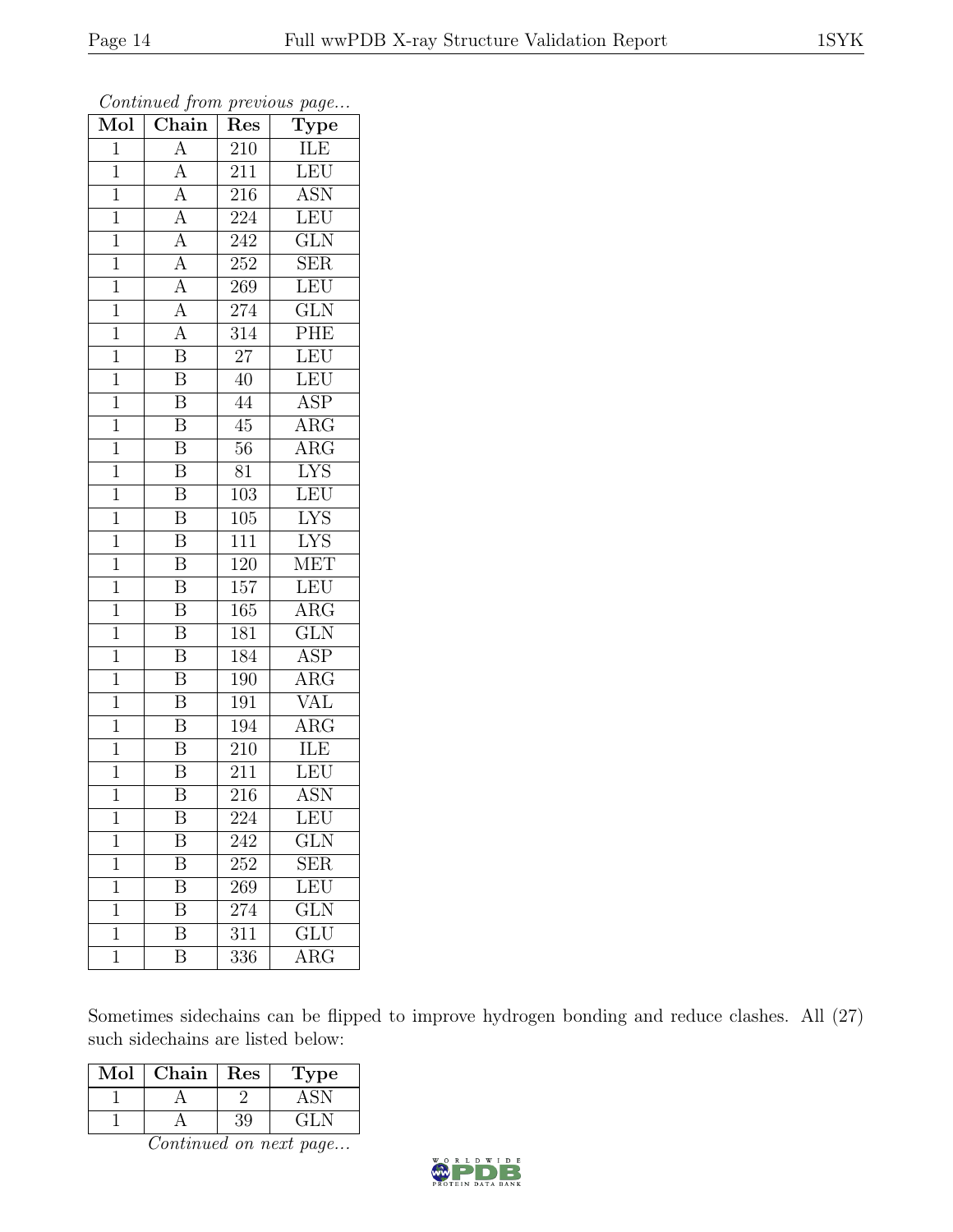*Continued from previous page...*

| Mol | Chain | Res | Type |
|---|---|---|---|
| 1 | A | 210 | ILE |
| 1 | A | 211 | LEU |
| 1 | A | 216 | ASN |
| 1 | A | 224 | LEU |
| 1 | A | 242 | GLN |
| 1 | A | 252 | SER |
| 1 | A | 269 | LEU |
| 1 | A | 274 | GLN |
| 1 | A | 314 | PHE |
| 1 | B | 27 | LEU |
| 1 | B | 40 | LEU |
| 1 | B | 44 | ASP |
| 1 | B | 45 | ARG |
| 1 | B | 56 | ARG |
| 1 | B | 81 | LYS |
| 1 | B | 103 | LEU |
| 1 | B | 105 | LYS |
| 1 | B | 111 | LYS |
| 1 | B | 120 | MET |
| 1 | B | 157 | LEU |
| 1 | B | 165 | ARG |
| 1 | B | 181 | GLN |
| 1 | B | 184 | ASP |
| 1 | B | 190 | ARG |
| 1 | B | 191 | VAL |
| 1 | B | 194 | ARG |
| 1 | B | 210 | ILE |
| 1 | B | 211 | LEU |
| 1 | B | 216 | ASN |
| 1 | B | 224 | LEU |
| 1 | B | 242 | GLN |
| 1 | B | 252 | SER |
| 1 | B | 269 | LEU |
| 1 | B | 274 | GLN |
| 1 | B | 311 | GLU |
| 1 | B | 336 | ARG |

Sometimes sidechains can be flipped to improve hydrogen bonding and reduce clashes. All (27) such sidechains are listed below:

| Mol | Chain | Res | Type |
|---|---|---|---|
| 1 | A | 2 | ASN |
| 1 | A | 39 | GLN |

*Continued on next page...*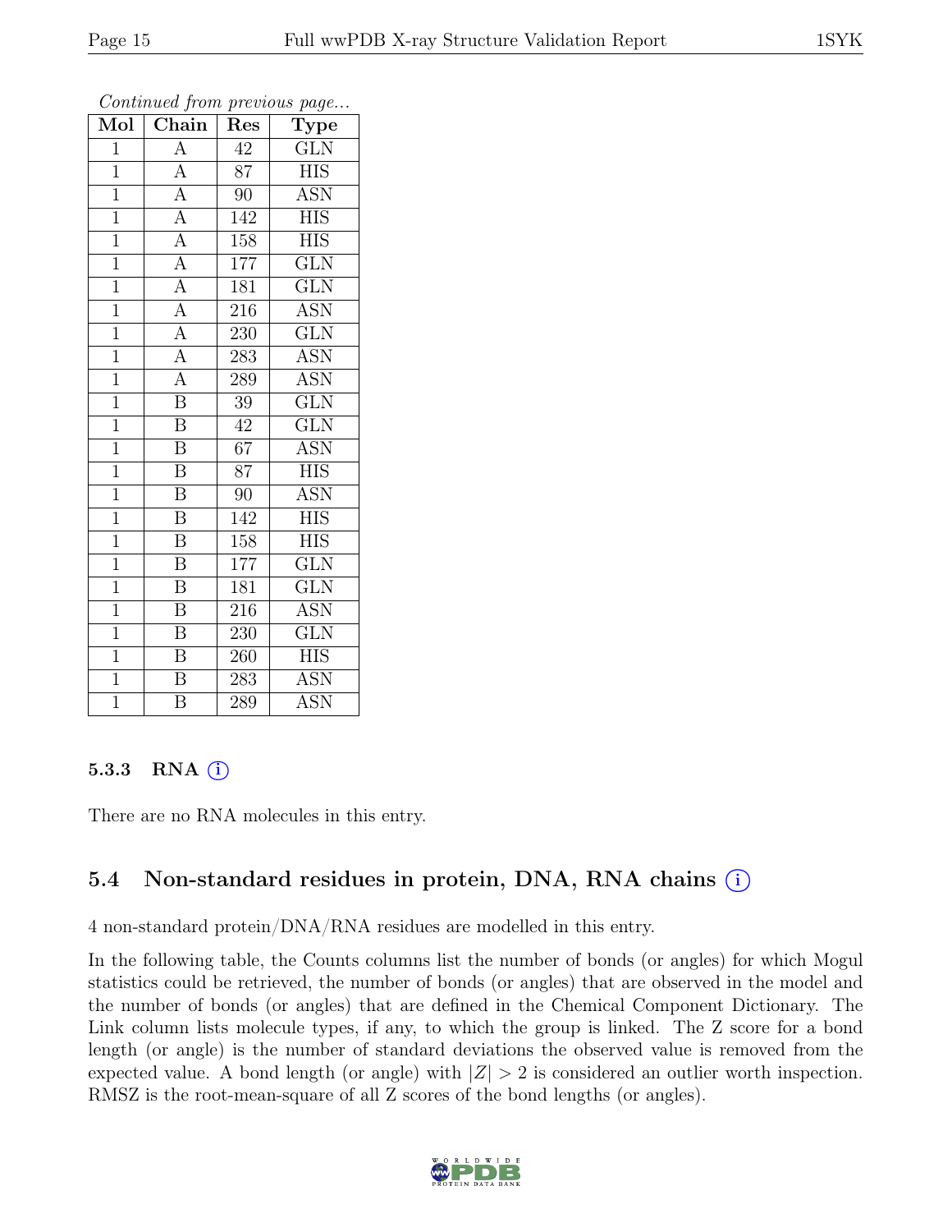*Continued from previous page...*

| Mol | Chain | Res | Type |
|---|---|---|---|
| 1 | A | 42 | GLN |
| 1 | A | 87 | HIS |
| 1 | A | 90 | ASN |
| 1 | A | 142 | HIS |
| 1 | A | 158 | HIS |
| 1 | A | 177 | GLN |
| 1 | A | 181 | GLN |
| 1 | A | 216 | ASN |
| 1 | A | 230 | GLN |
| 1 | A | 283 | ASN |
| 1 | A | 289 | ASN |
| 1 | B | 39 | GLN |
| 1 | B | 42 | GLN |
| 1 | B | 67 | ASN |
| 1 | B | 87 | HIS |
| 1 | B | 90 | ASN |
| 1 | B | 142 | HIS |
| 1 | B | 158 | HIS |
| 1 | B | 177 | GLN |
| 1 | B | 181 | GLN |
| 1 | B | 216 | ASN |
| 1 | B | 230 | GLN |
| 1 | B | 260 | HIS |
| 1 | B | 283 | ASN |
| 1 | B | 289 | ASN |

#### 5.3.3 RNA (i)

There are no RNA molecules in this entry.

### 5.4 Non-standard residues in protein, DNA, RNA chains (i)

4 non-standard protein/DNA/RNA residues are modelled in this entry.

In the following table, the Counts columns list the number of bonds (or angles) for which Mogul statistics could be retrieved, the number of bonds (or angles) that are observed in the model and the number of bonds (or angles) that are defined in the Chemical Component Dictionary. The Link column lists molecule types, if any, to which the group is linked. The Z score for a bond length (or angle) is the number of standard deviations the observed value is removed from the expected value. A bond length (or angle) with $|Z| > 2$ is considered an outlier worth inspection. RMSZ is the root-mean-square of all Z scores of the bond lengths (or angles).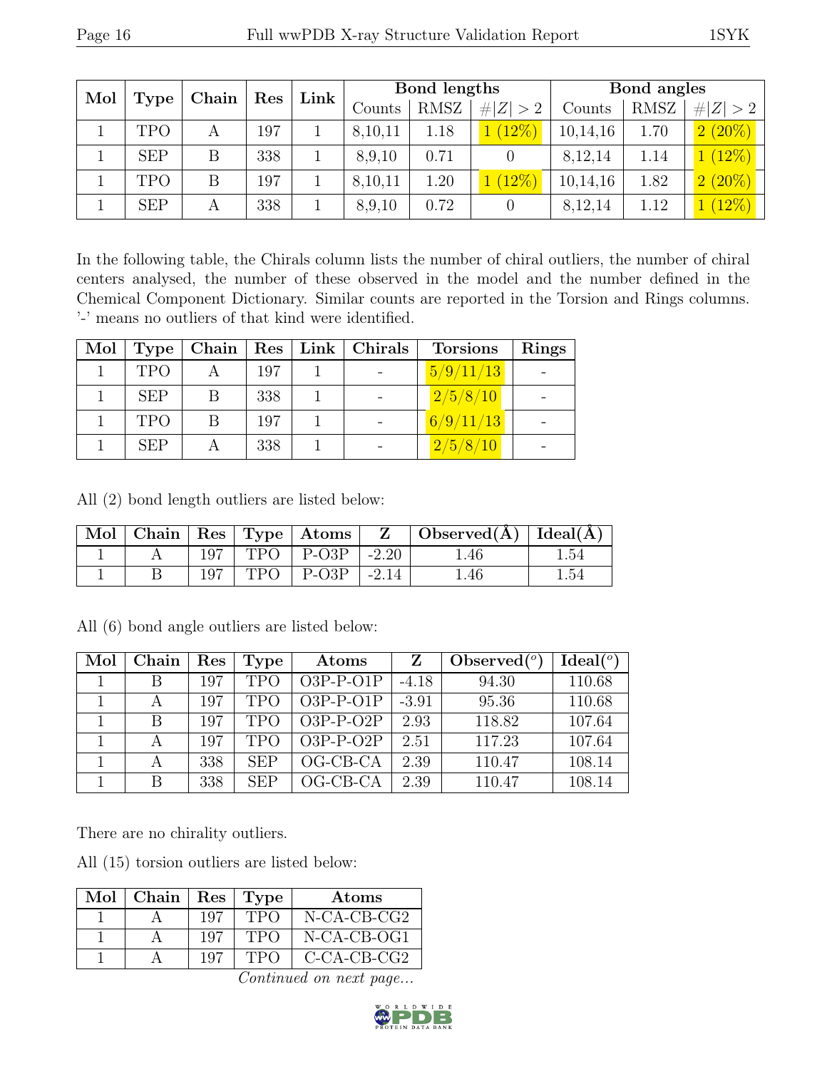| Mol | Type | Chain | Res | Link | Bond lengths | | | Bond angles | | |
|---|---|---|---|---|---|---|---|---|---|---|
| | | | | | Counts | RMSZ | #\|Z\| > 2 | Counts | RMSZ | #\|Z\| > 2 |
| 1 | TPO | A | 197 | 1 | 8,10,11 | 1.18 | 1 (12%) | 10,14,16 | 1.70 | 2 (20%) |
| 1 | SEP | B | 338 | 1 | 8,9,10 | 0.71 | 0 | 8,12,14 | 1.14 | 1 (12%) |
| 1 | TPO | B | 197 | 1 | 8,10,11 | 1.20 | 1 (12%) | 10,14,16 | 1.82 | 2 (20%) |
| 1 | SEP | A | 338 | 1 | 8,9,10 | 0.72 | 0 | 8,12,14 | 1.12 | 1 (12%) |

In the following table, the Chirals column lists the number of chiral outliers, the number of chiral centers analysed, the number of these observed in the model and the number defined in the Chemical Component Dictionary. Similar counts are reported in the Torsion and Rings columns. '-' means no outliers of that kind were identified.

| Mol | Type | Chain | Res | Link | Chirals | Torsions | Rings |
|---|---|---|---|---|---|---|---|
| 1 | TPO | A | 197 | 1 | - | 5/9/11/13 | - |
| 1 | SEP | B | 338 | 1 | - | 2/5/8/10 | - |
| 1 | TPO | B | 197 | 1 | - | 6/9/11/13 | - |
| 1 | SEP | A | 338 | 1 | - | 2/5/8/10 | - |

All (2) bond length outliers are listed below:

| Mol | Chain | Res | Type | Atoms | Z | Observed(Å) | Ideal(Å) |
|---|---|---|---|---|---|---|---|
| 1 | A | 197 | TPO | P-O3P | -2.20 | 1.46 | 1.54 |
| 1 | B | 197 | TPO | P-O3P | -2.14 | 1.46 | 1.54 |

All (6) bond angle outliers are listed below:

| Mol | Chain | Res | Type | Atoms | Z | Observed(°) | Ideal(°) |
|---|---|---|---|---|---|---|---|
| 1 | B | 197 | TPO | O3P-P-O1P | -4.18 | 94.30 | 110.68 |
| 1 | A | 197 | TPO | O3P-P-O1P | -3.91 | 95.36 | 110.68 |
| 1 | B | 197 | TPO | O3P-P-O2P | 2.93 | 118.82 | 107.64 |
| 1 | A | 197 | TPO | O3P-P-O2P | 2.51 | 117.23 | 107.64 |
| 1 | A | 338 | SEP | OG-CB-CA | 2.39 | 110.47 | 108.14 |
| 1 | B | 338 | SEP | OG-CB-CA | 2.39 | 110.47 | 108.14 |

There are no chirality outliers.

All (15) torsion outliers are listed below:

| Mol | Chain | Res | Type | Atoms |
|---|---|---|---|---|
| 1 | A | 197 | TPO | N-CA-CB-CG2 |
| 1 | A | 197 | TPO | N-CA-CB-OG1 |
| 1 | A | 197 | TPO | C-CA-CB-CG2 |

*Continued on next page...*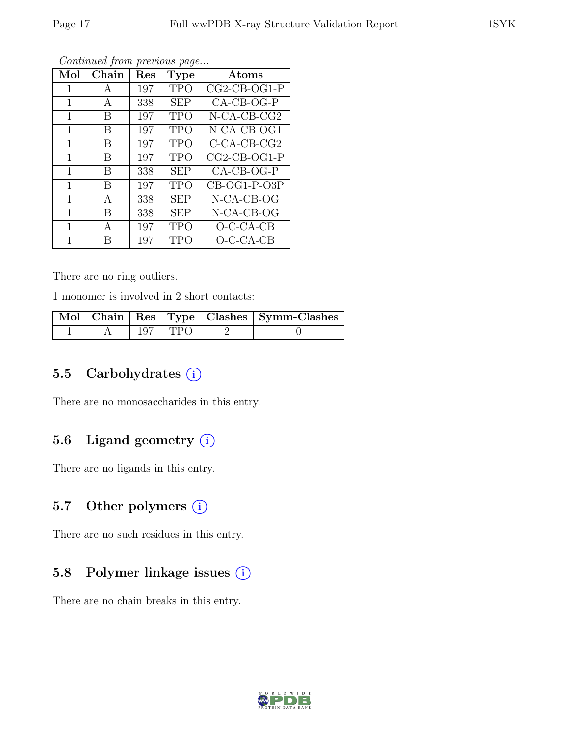*Continued from previous page...*

| Mol | Chain | Res | Type | Atoms |
|---|---|---|---|---|
| 1 | A | 197 | TPO | CG2-CB-OG1-P |
| 1 | A | 338 | SEP | CA-CB-OG-P |
| 1 | B | 197 | TPO | N-CA-CB-CG2 |
| 1 | B | 197 | TPO | N-CA-CB-OG1 |
| 1 | B | 197 | TPO | C-CA-CB-CG2 |
| 1 | B | 197 | TPO | CG2-CB-OG1-P |
| 1 | B | 338 | SEP | CA-CB-OG-P |
| 1 | B | 197 | TPO | CB-OG1-P-O3P |
| 1 | A | 338 | SEP | N-CA-CB-OG |
| 1 | B | 338 | SEP | N-CA-CB-OG |
| 1 | A | 197 | TPO | O-C-CA-CB |
| 1 | B | 197 | TPO | O-C-CA-CB |

There are no ring outliers.

1 monomer is involved in 2 short contacts:

| Mol | Chain | Res | Type | Clashes | Symm-Clashes |
|---|---|---|---|---|---|
| 1 | A | 197 | TPO | 2 | 0 |

## 5.5 Carbohydrates

There are no monosaccharides in this entry.

## 5.6 Ligand geometry

There are no ligands in this entry.

## 5.7 Other polymers

There are no such residues in this entry.

## 5.8 Polymer linkage issues

There are no chain breaks in this entry.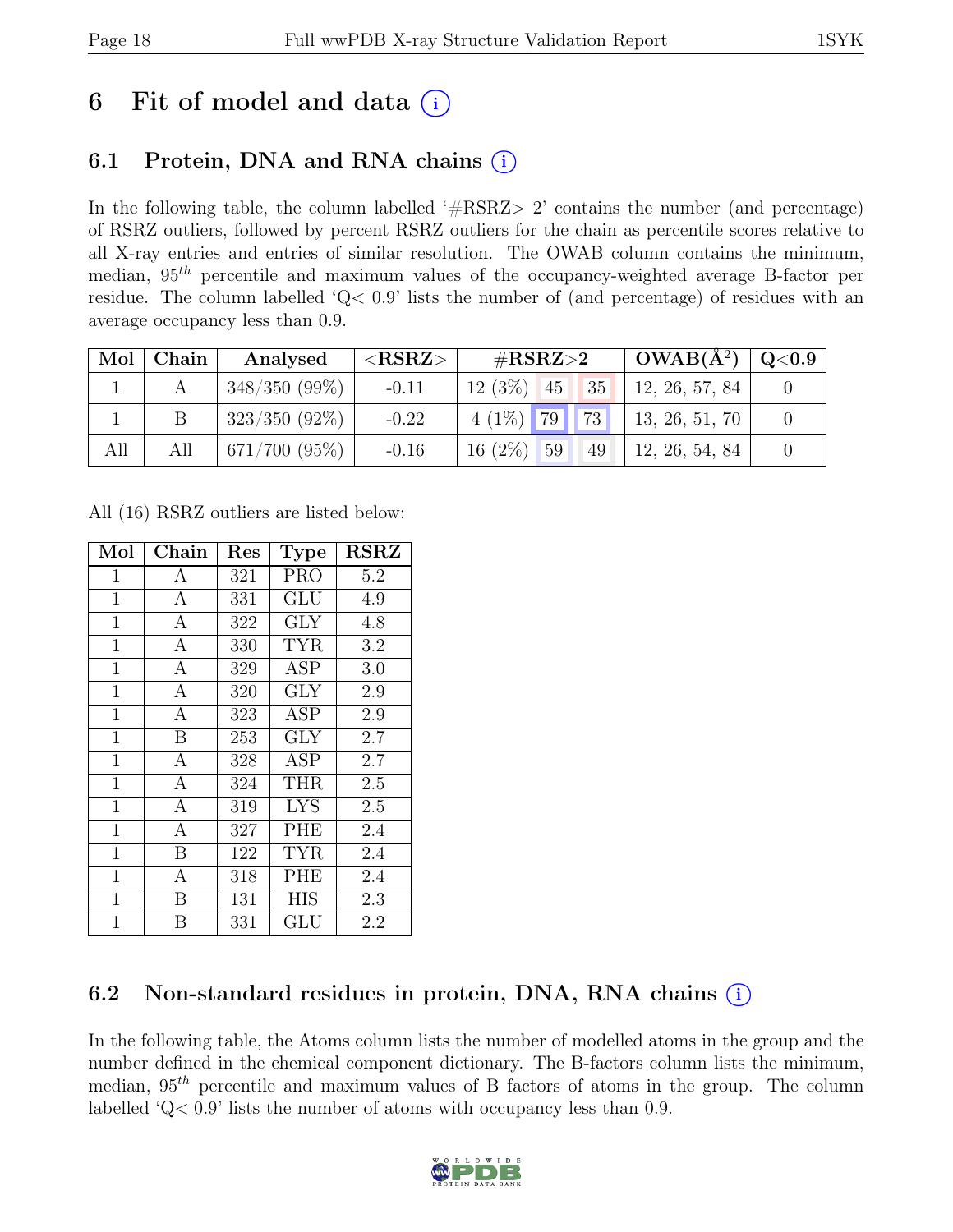# 6 Fit of model and data (i)

## 6.1 Protein, DNA and RNA chains (i)

In the following table, the column labelled '#RSRZ> 2' contains the number (and percentage) of RSRZ outliers, followed by percent RSRZ outliers for the chain as percentile scores relative to all X-ray entries and entries of similar resolution. The OWAB column contains the minimum, median, $95^{th}$ percentile and maximum values of the occupancy-weighted average B-factor per residue. The column labelled 'Q< 0.9' lists the number of (and percentage) of residues with an average occupancy less than 0.9.

| Mol | Chain | Analysed | <RSRZ> | #RSRZ>2 | | | OWAB(Å$^2$) | Q<0.9 |
|---|---|---|---|---|---|---|---|---|
| 1 | A | 348/350 (99%) | -0.11 | 12 (3%) | 45 | 35 | 12, 26, 57, 84 | 0 |
| 1 | B | 323/350 (92%) | -0.22 | 4 (1%) | 79 | 73 | 13, 26, 51, 70 | 0 |
| All | All | 671/700 (95%) | -0.16 | 16 (2%) | 59 | 49 | 12, 26, 54, 84 | 0 |

All (16) RSRZ outliers are listed below:

| Mol | Chain | Res | Type | RSRZ |
|---|---|---|---|---|
| 1 | A | 321 | PRO | 5.2 |
| 1 | A | 331 | GLU | 4.9 |
| 1 | A | 322 | GLY | 4.8 |
| 1 | A | 330 | TYR | 3.2 |
| 1 | A | 329 | ASP | 3.0 |
| 1 | A | 320 | GLY | 2.9 |
| 1 | A | 323 | ASP | 2.9 |
| 1 | B | 253 | GLY | 2.7 |
| 1 | A | 328 | ASP | 2.7 |
| 1 | A | 324 | THR | 2.5 |
| 1 | A | 319 | LYS | 2.5 |
| 1 | A | 327 | PHE | 2.4 |
| 1 | B | 122 | TYR | 2.4 |
| 1 | A | 318 | PHE | 2.4 |
| 1 | B | 131 | HIS | 2.3 |
| 1 | B | 331 | GLU | 2.2 |

## 6.2 Non-standard residues in protein, DNA, RNA chains (i)

In the following table, the Atoms column lists the number of modelled atoms in the group and the number defined in the chemical component dictionary. The B-factors column lists the minimum, median, $95^{th}$ percentile and maximum values of B factors of atoms in the group. The column labelled 'Q< 0.9' lists the number of atoms with occupancy less than 0.9.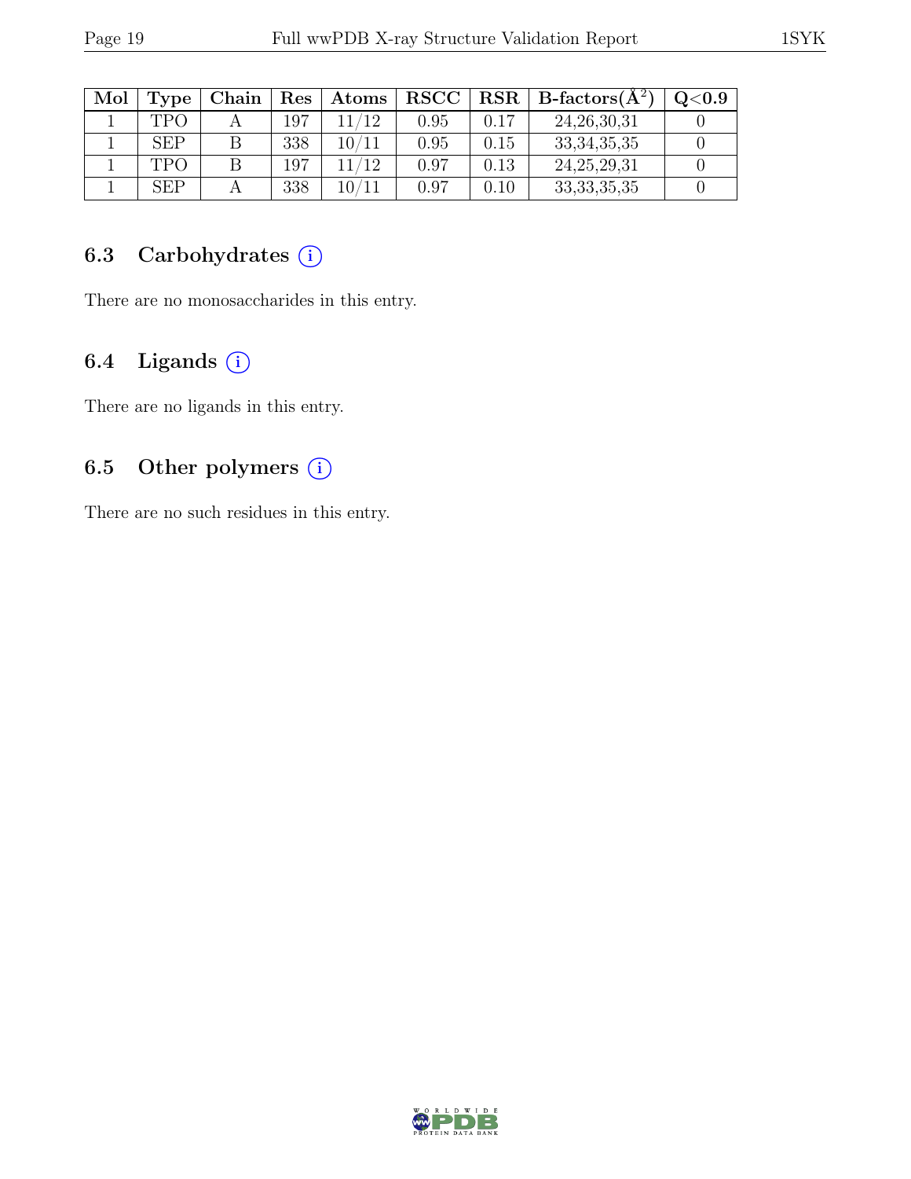| Mol | Type | Chain | Res | Atoms | RSCC | RSR | B-factors($Å^2$) | Q<0.9 |
|---|---|---|---|---|---|---|---|---|
| 1 | TPO | A | 197 | 11/12 | 0.95 | 0.17 | 24,26,30,31 | 0 |
| 1 | SEP | B | 338 | 10/11 | 0.95 | 0.15 | 33,34,35,35 | 0 |
| 1 | TPO | B | 197 | 11/12 | 0.97 | 0.13 | 24,25,29,31 | 0 |
| 1 | SEP | A | 338 | 10/11 | 0.97 | 0.10 | 33,33,35,35 | 0 |

## 6.3 Carbohydrates

There are no monosaccharides in this entry.

## 6.4 Ligands

There are no ligands in this entry.

## 6.5 Other polymers

There are no such residues in this entry.